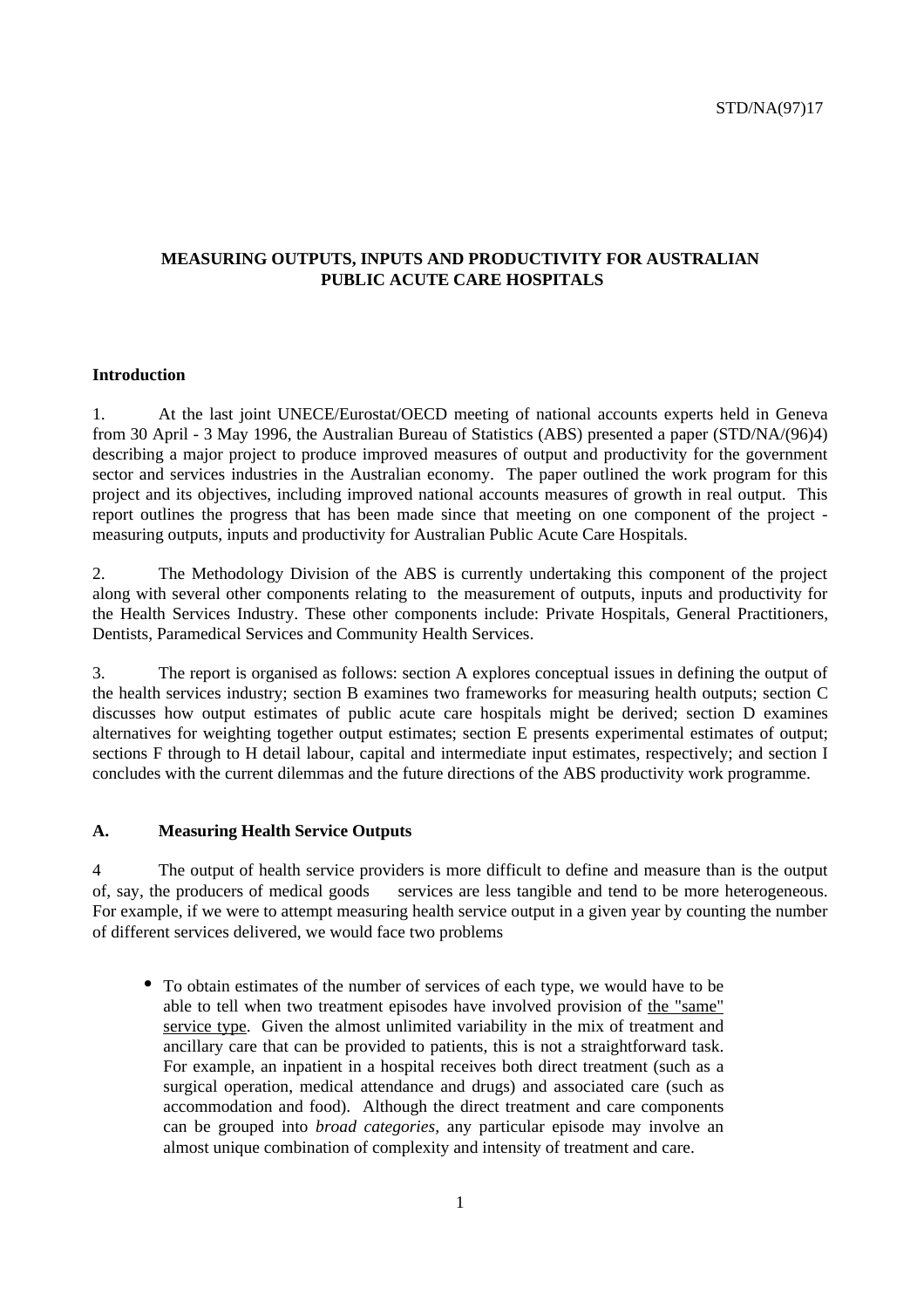STD/NA(97)17

# MEASURING OUTPUTS, INPUTS AND PRODUCTIVITY FOR AUSTRALIAN PUBLIC ACUTE CARE HOSPITALS

## Introduction

1. At the last joint UNECE/Eurostat/OECD meeting of national accounts experts held in Geneva from 30 April - 3 May 1996, the Australian Bureau of Statistics (ABS) presented a paper (STD/NA/(96)4) describing a major project to produce improved measures of output and productivity for the government sector and services industries in the Australian economy. The paper outlined the work program for this project and its objectives, including improved national accounts measures of growth in real output. This report outlines the progress that has been made since that meeting on one component of the project - measuring outputs, inputs and productivity for Australian Public Acute Care Hospitals.

2. The Methodology Division of the ABS is currently undertaking this component of the project along with several other components relating to the measurement of outputs, inputs and productivity for the Health Services Industry. These other components include: Private Hospitals, General Practitioners, Dentists, Paramedical Services and Community Health Services.

3. The report is organised as follows: section A explores conceptual issues in defining the output of the health services industry; section B examines two frameworks for measuring health outputs; section C discusses how output estimates of public acute care hospitals might be derived; section D examines alternatives for weighting together output estimates; section E presents experimental estimates of output; sections F through to H detail labour, capital and intermediate input estimates, respectively; and section I concludes with the current dilemmas and the future directions of the ABS productivity work programme.

## A. Measuring Health Service Outputs

4 The output of health service providers is more difficult to define and measure than is the output of, say, the producers of medical goods services are less tangible and tend to be more heterogeneous. For example, if we were to attempt measuring health service output in a given year by counting the number of different services delivered, we would face two problems

- To obtain estimates of the number of services of each type, we would have to be able to tell when two treatment episodes have involved provision of the "same" service type. Given the almost unlimited variability in the mix of treatment and ancillary care that can be provided to patients, this is not a straightforward task. For example, an inpatient in a hospital receives both direct treatment (such as a surgical operation, medical attendance and drugs) and associated care (such as accommodation and food). Although the direct treatment and care components can be grouped into *broad categories,* any particular episode may involve an almost unique combination of complexity and intensity of treatment and care.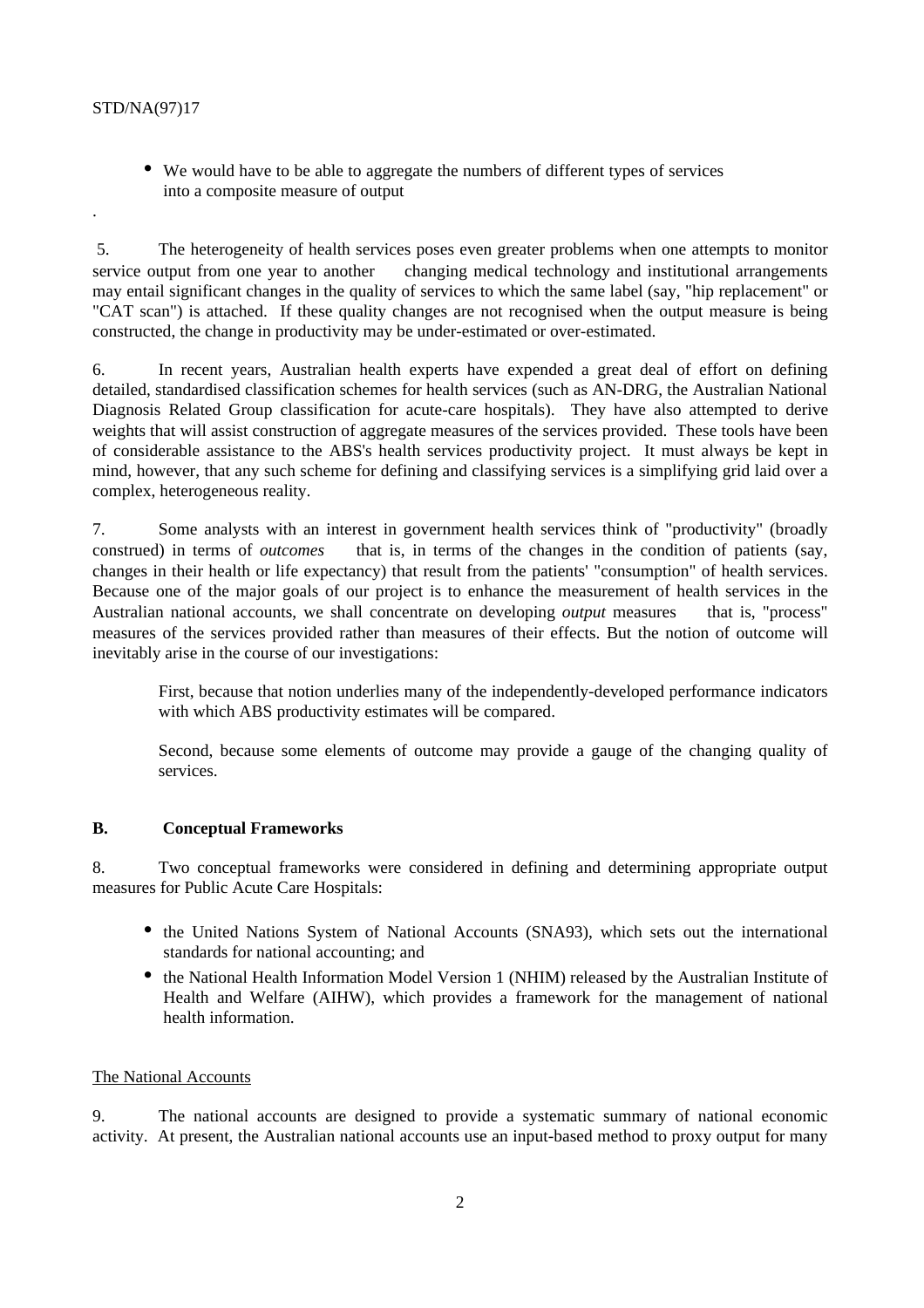- We would have to be able to aggregate the numbers of different types of services into a composite measure of output

.

5. The heterogeneity of health services poses even greater problems when one attempts to monitor service output from one year to another    changing medical technology and institutional arrangements may entail significant changes in the quality of services to which the same label (say, "hip replacement" or "CAT scan") is attached. If these quality changes are not recognised when the output measure is being constructed, the change in productivity may be under-estimated or over-estimated.

6. In recent years, Australian health experts have expended a great deal of effort on defining detailed, standardised classification schemes for health services (such as AN-DRG, the Australian National Diagnosis Related Group classification for acute-care hospitals). They have also attempted to derive weights that will assist construction of aggregate measures of the services provided. These tools have been of considerable assistance to the ABS's health services productivity project. It must always be kept in mind, however, that any such scheme for defining and classifying services is a simplifying grid laid over a complex, heterogeneous reality.

7. Some analysts with an interest in government health services think of "productivity" (broadly construed) in terms of *outcomes*    that is, in terms of the changes in the condition of patients (say, changes in their health or life expectancy) that result from the patients' "consumption" of health services. Because one of the major goals of our project is to enhance the measurement of health services in the Australian national accounts, we shall concentrate on developing *output* measures    that is, "process" measures of the services provided rather than measures of their effects. But the notion of outcome will inevitably arise in the course of our investigations:

> First, because that notion underlies many of the independently-developed performance indicators with which ABS productivity estimates will be compared.
>
> Second, because some elements of outcome may provide a gauge of the changing quality of services.

## B. Conceptual Frameworks

8. Two conceptual frameworks were considered in defining and determining appropriate output measures for Public Acute Care Hospitals:

- the United Nations System of National Accounts (SNA93), which sets out the international standards for national accounting; and
- the National Health Information Model Version 1 (NHIM) released by the Australian Institute of Health and Welfare (AIHW), which provides a framework for the management of national health information.

### The National Accounts

9. The national accounts are designed to provide a systematic summary of national economic activity. At present, the Australian national accounts use an input-based method to proxy output for many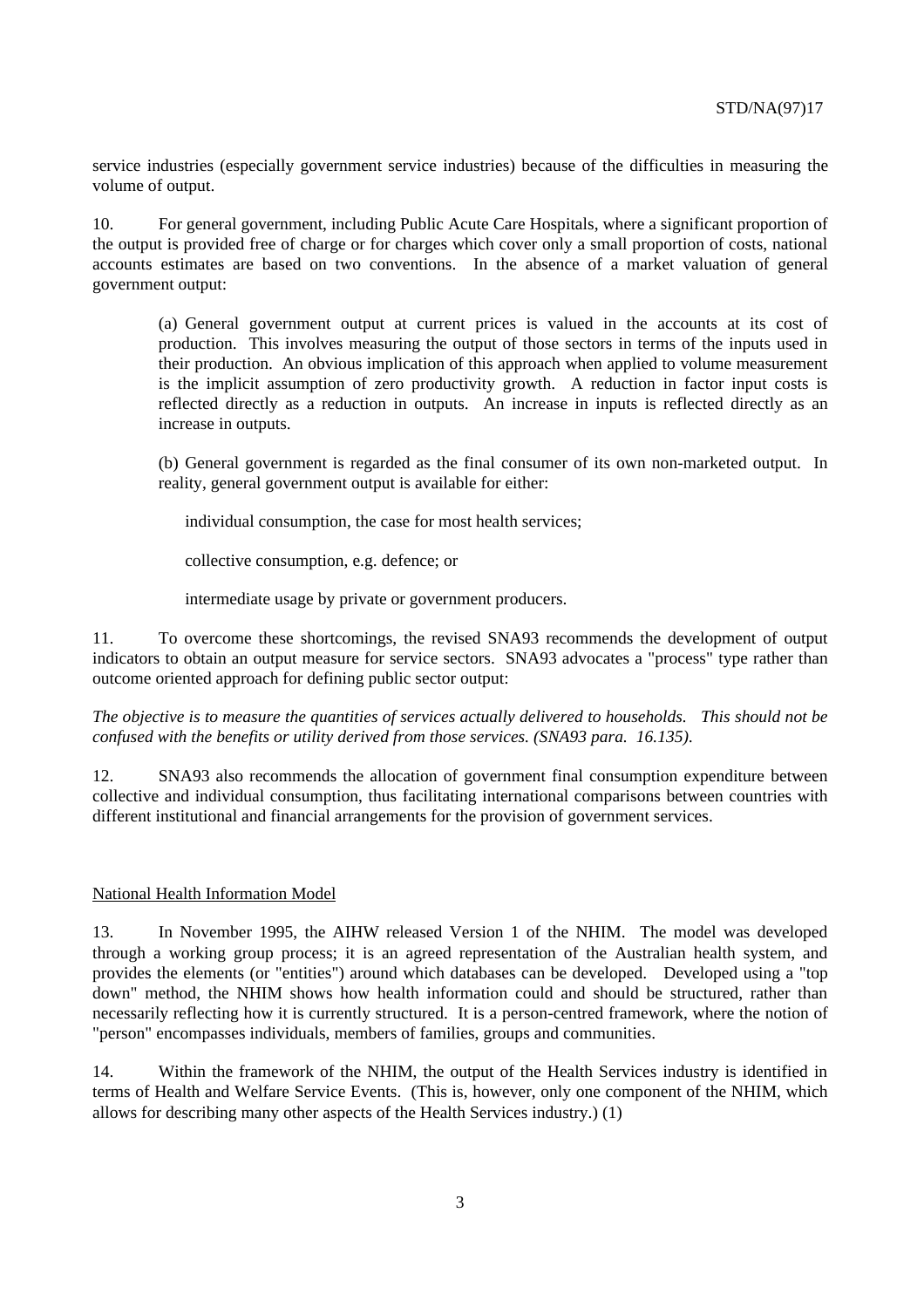service industries (especially government service industries) because of the difficulties in measuring the volume of output.

10. For general government, including Public Acute Care Hospitals, where a significant proportion of the output is provided free of charge or for charges which cover only a small proportion of costs, national accounts estimates are based on two conventions. In the absence of a market valuation of general government output:

> (a) General government output at current prices is valued in the accounts at its cost of production. This involves measuring the output of those sectors in terms of the inputs used in their production. An obvious implication of this approach when applied to volume measurement is the implicit assumption of zero productivity growth. A reduction in factor input costs is reflected directly as a reduction in outputs. An increase in inputs is reflected directly as an increase in outputs.
>
> (b) General government is regarded as the final consumer of its own non-marketed output. In reality, general government output is available for either:
>
> - individual consumption, the case for most health services;
> - collective consumption, e.g. defence; or
> - intermediate usage by private or government producers.

11. To overcome these shortcomings, the revised SNA93 recommends the development of output indicators to obtain an output measure for service sectors. SNA93 advocates a "process" type rather than outcome oriented approach for defining public sector output:

*The objective is to measure the quantities of services actually delivered to households. This should not be confused with the benefits or utility derived from those services. (SNA93 para. 16.135).*

12. SNA93 also recommends the allocation of government final consumption expenditure between collective and individual consumption, thus facilitating international comparisons between countries with different institutional and financial arrangements for the provision of government services.

## National Health Information Model

13. In November 1995, the AIHW released Version 1 of the NHIM. The model was developed through a working group process; it is an agreed representation of the Australian health system, and provides the elements (or "entities") around which databases can be developed. Developed using a "top down" method, the NHIM shows how health information could and should be structured, rather than necessarily reflecting how it is currently structured. It is a person-centred framework, where the notion of "person" encompasses individuals, members of families, groups and communities.

14. Within the framework of the NHIM, the output of the Health Services industry is identified in terms of Health and Welfare Service Events. (This is, however, only one component of the NHIM, which allows for describing many other aspects of the Health Services industry.) (1)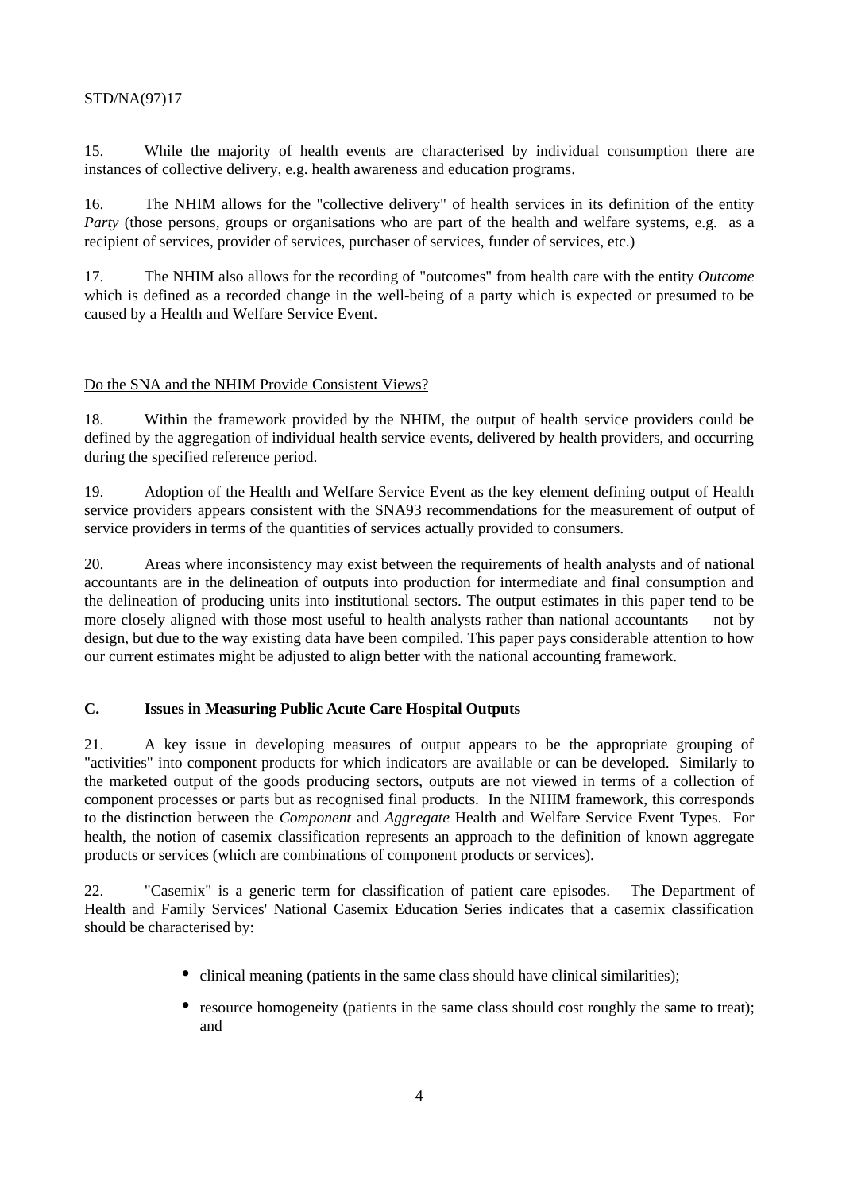15. While the majority of health events are characterised by individual consumption there are instances of collective delivery, e.g. health awareness and education programs.

16. The NHIM allows for the "collective delivery" of health services in its definition of the entity *Party* (those persons, groups or organisations who are part of the health and welfare systems, e.g. as a recipient of services, provider of services, purchaser of services, funder of services, etc.)

17. The NHIM also allows for the recording of "outcomes" from health care with the entity *Outcome* which is defined as a recorded change in the well-being of a party which is expected or presumed to be caused by a Health and Welfare Service Event.

Do the SNA and the NHIM Provide Consistent Views?

18. Within the framework provided by the NHIM, the output of health service providers could be defined by the aggregation of individual health service events, delivered by health providers, and occurring during the specified reference period.

19. Adoption of the Health and Welfare Service Event as the key element defining output of Health service providers appears consistent with the SNA93 recommendations for the measurement of output of service providers in terms of the quantities of services actually provided to consumers.

20. Areas where inconsistency may exist between the requirements of health analysts and of national accountants are in the delineation of outputs into production for intermediate and final consumption and the delineation of producing units into institutional sectors. The output estimates in this paper tend to be more closely aligned with those most useful to health analysts rather than national accountants not by design, but due to the way existing data have been compiled. This paper pays considerable attention to how our current estimates might be adjusted to align better with the national accounting framework.

## C. Issues in Measuring Public Acute Care Hospital Outputs

21. A key issue in developing measures of output appears to be the appropriate grouping of "activities" into component products for which indicators are available or can be developed. Similarly to the marketed output of the goods producing sectors, outputs are not viewed in terms of a collection of component processes or parts but as recognised final products. In the NHIM framework, this corresponds to the distinction between the *Component* and *Aggregate* Health and Welfare Service Event Types. For health, the notion of casemix classification represents an approach to the definition of known aggregate products or services (which are combinations of component products or services).

22. "Casemix" is a generic term for classification of patient care episodes. The Department of Health and Family Services' National Casemix Education Series indicates that a casemix classification should be characterised by:

- clinical meaning (patients in the same class should have clinical similarities);
- resource homogeneity (patients in the same class should cost roughly the same to treat); and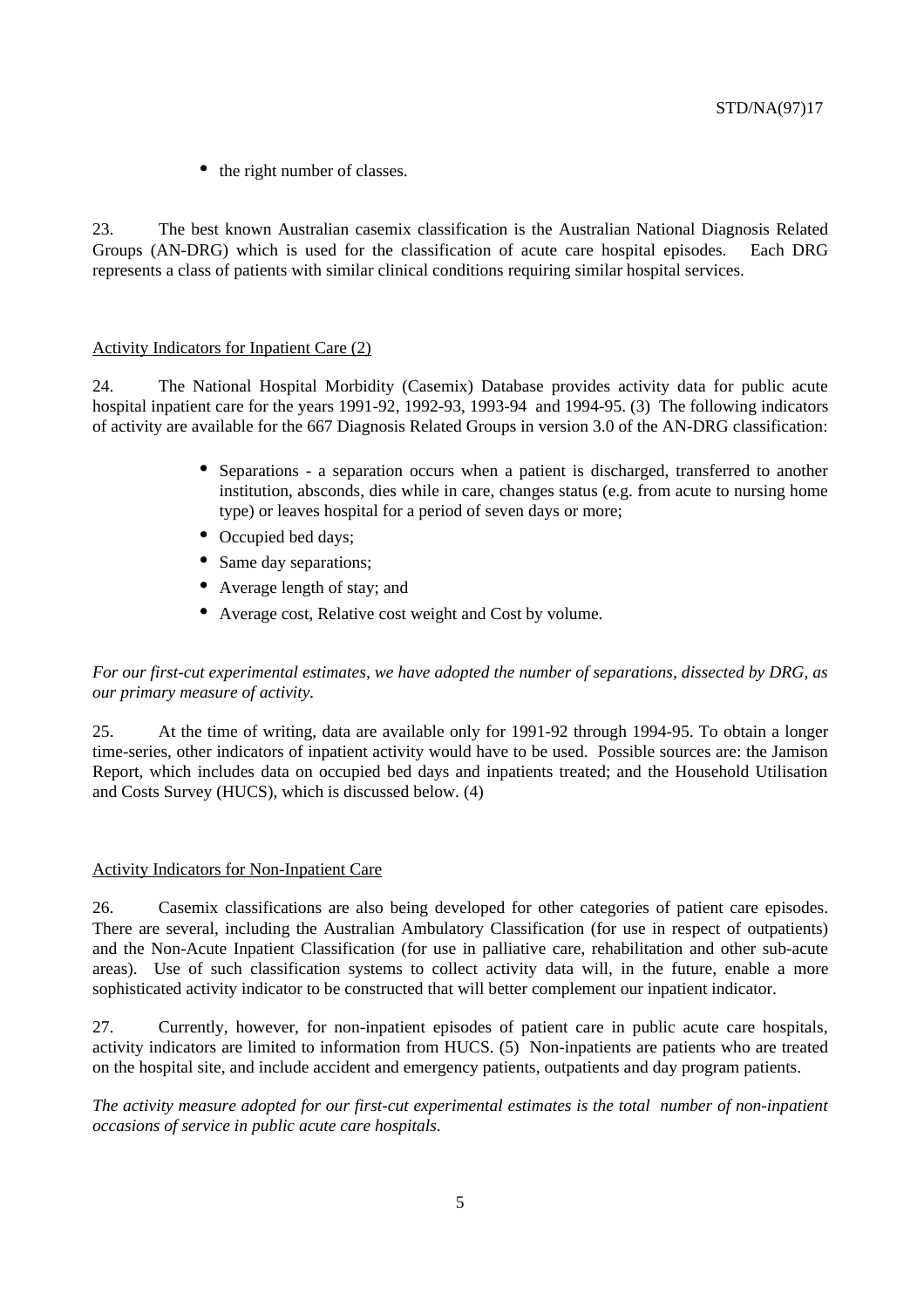- the right number of classes.

23. The best known Australian casemix classification is the Australian National Diagnosis Related Groups (AN-DRG) which is used for the classification of acute care hospital episodes. Each DRG represents a class of patients with similar clinical conditions requiring similar hospital services.

<u>Activity Indicators for Inpatient Care (2)</u>

24. The National Hospital Morbidity (Casemix) Database provides activity data for public acute hospital inpatient care for the years 1991-92, 1992-93, 1993-94 and 1994-95. (3) The following indicators of activity are available for the 667 Diagnosis Related Groups in version 3.0 of the AN-DRG classification:

- Separations - a separation occurs when a patient is discharged, transferred to another institution, absconds, dies while in care, changes status (e.g. from acute to nursing home type) or leaves hospital for a period of seven days or more;
- Occupied bed days;
- Same day separations;
- Average length of stay; and
- Average cost, Relative cost weight and Cost by volume.

*For our first-cut experimental estimates, we have adopted the number of separations, dissected by DRG, as our primary measure of activity.*

25. At the time of writing, data are available only for 1991-92 through 1994-95. To obtain a longer time-series, other indicators of inpatient activity would have to be used. Possible sources are: the Jamison Report, which includes data on occupied bed days and inpatients treated; and the Household Utilisation and Costs Survey (HUCS), which is discussed below. (4)

<u>Activity Indicators for Non-Inpatient Care</u>

26. Casemix classifications are also being developed for other categories of patient care episodes. There are several, including the Australian Ambulatory Classification (for use in respect of outpatients) and the Non-Acute Inpatient Classification (for use in palliative care, rehabilitation and other sub-acute areas). Use of such classification systems to collect activity data will, in the future, enable a more sophisticated activity indicator to be constructed that will better complement our inpatient indicator.

27. Currently, however, for non-inpatient episodes of patient care in public acute care hospitals, activity indicators are limited to information from HUCS. (5) Non-inpatients are patients who are treated on the hospital site, and include accident and emergency patients, outpatients and day program patients.

*The activity measure adopted for our first-cut experimental estimates is the total number of non-inpatient occasions of service in public acute care hospitals.*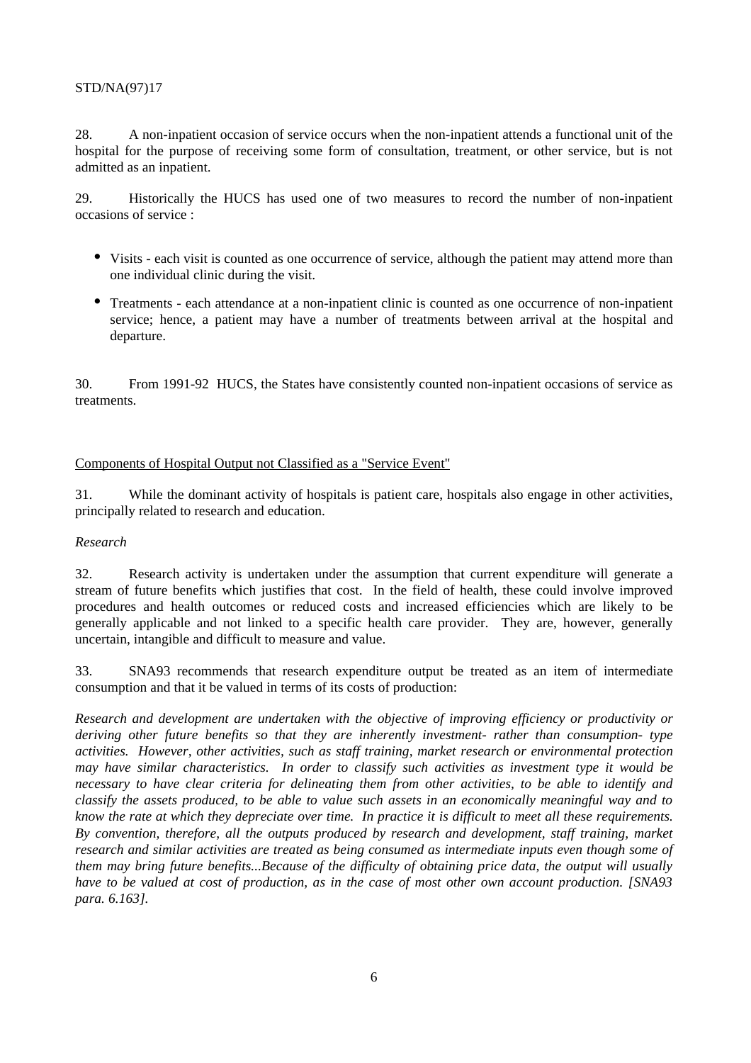28. A non-inpatient occasion of service occurs when the non-inpatient attends a functional unit of the hospital for the purpose of receiving some form of consultation, treatment, or other service, but is not admitted as an inpatient.

29. Historically the HUCS has used one of two measures to record the number of non-inpatient occasions of service :

- Visits - each visit is counted as one occurrence of service, although the patient may attend more than one individual clinic during the visit.
- Treatments - each attendance at a non-inpatient clinic is counted as one occurrence of non-inpatient service; hence, a patient may have a number of treatments between arrival at the hospital and departure.

30. From 1991-92 HUCS, the States have consistently counted non-inpatient occasions of service as treatments.

## Components of Hospital Output not Classified as a "Service Event"

31. While the dominant activity of hospitals is patient care, hospitals also engage in other activities, principally related to research and education.

### *Research*

32. Research activity is undertaken under the assumption that current expenditure will generate a stream of future benefits which justifies that cost. In the field of health, these could involve improved procedures and health outcomes or reduced costs and increased efficiencies which are likely to be generally applicable and not linked to a specific health care provider. They are, however, generally uncertain, intangible and difficult to measure and value.

33. SNA93 recommends that research expenditure output be treated as an item of intermediate consumption and that it be valued in terms of its costs of production:

*Research and development are undertaken with the objective of improving efficiency or productivity or deriving other future benefits so that they are inherently investment- rather than consumption- type activities. However, other activities, such as staff training, market research or environmental protection may have similar characteristics. In order to classify such activities as investment type it would be necessary to have clear criteria for delineating them from other activities, to be able to identify and classify the assets produced, to be able to value such assets in an economically meaningful way and to know the rate at which they depreciate over time. In practice it is difficult to meet all these requirements. By convention, therefore, all the outputs produced by research and development, staff training, market research and similar activities are treated as being consumed as intermediate inputs even though some of them may bring future benefits...Because of the difficulty of obtaining price data, the output will usually have to be valued at cost of production, as in the case of most other own account production. [SNA93 para. 6.163].*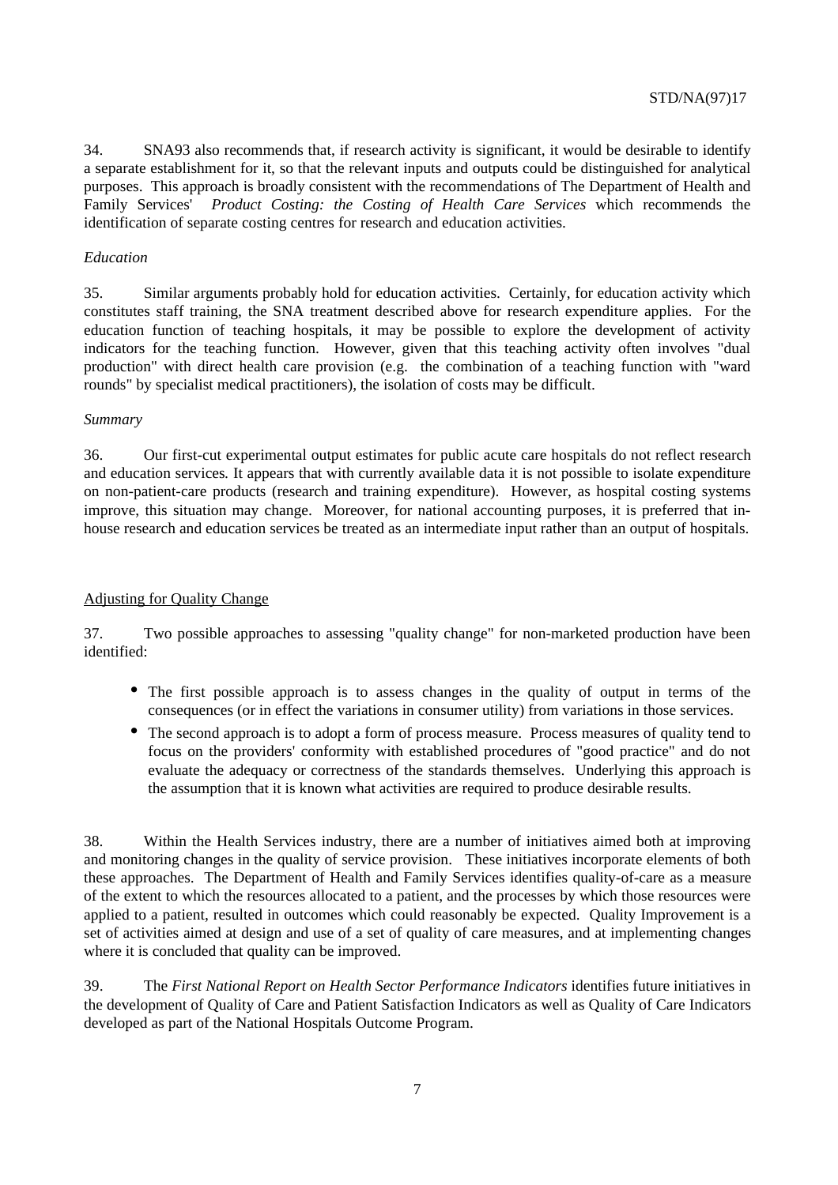34. SNA93 also recommends that, if research activity is significant, it would be desirable to identify a separate establishment for it, so that the relevant inputs and outputs could be distinguished for analytical purposes. This approach is broadly consistent with the recommendations of The Department of Health and Family Services' *Product Costing: the Costing of Health Care Services* which recommends the identification of separate costing centres for research and education activities.

*Education*

35. Similar arguments probably hold for education activities. Certainly, for education activity which constitutes staff training, the SNA treatment described above for research expenditure applies. For the education function of teaching hospitals, it may be possible to explore the development of activity indicators for the teaching function. However, given that this teaching activity often involves "dual production" with direct health care provision (e.g. the combination of a teaching function with "ward rounds" by specialist medical practitioners), the isolation of costs may be difficult.

*Summary*

36. Our first-cut experimental output estimates for public acute care hospitals do not reflect research and education services. It appears that with currently available data it is not possible to isolate expenditure on non-patient-care products (research and training expenditure). However, as hospital costing systems improve, this situation may change. Moreover, for national accounting purposes, it is preferred that in-house research and education services be treated as an intermediate input rather than an output of hospitals.

## Adjusting for Quality Change

37. Two possible approaches to assessing "quality change" for non-marketed production have been identified:

- The first possible approach is to assess changes in the quality of output in terms of the consequences (or in effect the variations in consumer utility) from variations in those services.
- The second approach is to adopt a form of process measure. Process measures of quality tend to focus on the providers' conformity with established procedures of "good practice" and do not evaluate the adequacy or correctness of the standards themselves. Underlying this approach is the assumption that it is known what activities are required to produce desirable results.

38. Within the Health Services industry, there are a number of initiatives aimed both at improving and monitoring changes in the quality of service provision. These initiatives incorporate elements of both these approaches. The Department of Health and Family Services identifies quality-of-care as a measure of the extent to which the resources allocated to a patient, and the processes by which those resources were applied to a patient, resulted in outcomes which could reasonably be expected. Quality Improvement is a set of activities aimed at design and use of a set of quality of care measures, and at implementing changes where it is concluded that quality can be improved.

39. The *First National Report on Health Sector Performance Indicators* identifies future initiatives in the development of Quality of Care and Patient Satisfaction Indicators as well as Quality of Care Indicators developed as part of the National Hospitals Outcome Program.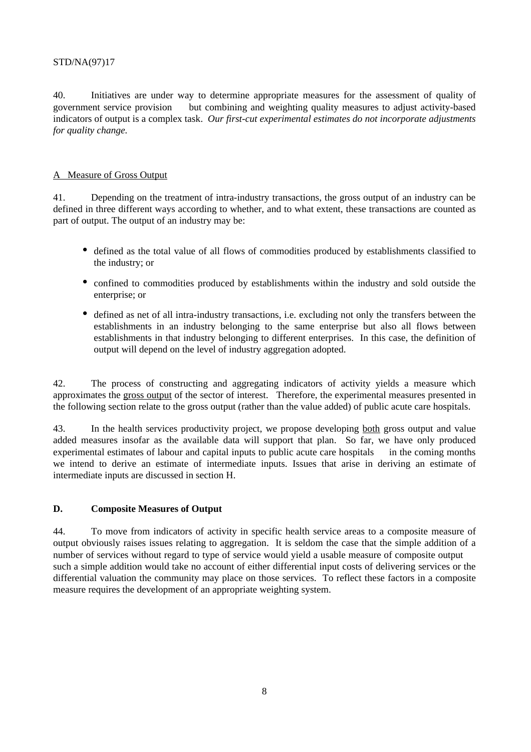40. Initiatives are under way to determine appropriate measures for the assessment of quality of government service provision  but combining and weighting quality measures to adjust activity-based indicators of output is a complex task. *Our first-cut experimental estimates do not incorporate adjustments for quality change.*

A Measure of Gross Output

41. Depending on the treatment of intra-industry transactions, the gross output of an industry can be defined in three different ways according to whether, and to what extent, these transactions are counted as part of output. The output of an industry may be:

- defined as the total value of all flows of commodities produced by establishments classified to the industry; or
- confined to commodities produced by establishments within the industry and sold outside the enterprise; or
- defined as net of all intra-industry transactions, i.e. excluding not only the transfers between the establishments in an industry belonging to the same enterprise but also all flows between establishments in that industry belonging to different enterprises. In this case, the definition of output will depend on the level of industry aggregation adopted.

42. The process of constructing and aggregating indicators of activity yields a measure which approximates the gross output of the sector of interest. Therefore, the experimental measures presented in the following section relate to the gross output (rather than the value added) of public acute care hospitals.

43. In the health services productivity project, we propose developing both gross output and value added measures insofar as the available data will support that plan. So far, we have only produced experimental estimates of labour and capital inputs to public acute care hospitals  in the coming months we intend to derive an estimate of intermediate inputs. Issues that arise in deriving an estimate of intermediate inputs are discussed in section H.

**D. Composite Measures of Output**

44. To move from indicators of activity in specific health service areas to a composite measure of output obviously raises issues relating to aggregation. It is seldom the case that the simple addition of a number of services without regard to type of service would yield a usable measure of composite output  such a simple addition would take no account of either differential input costs of delivering services or the differential valuation the community may place on those services. To reflect these factors in a composite measure requires the development of an appropriate weighting system.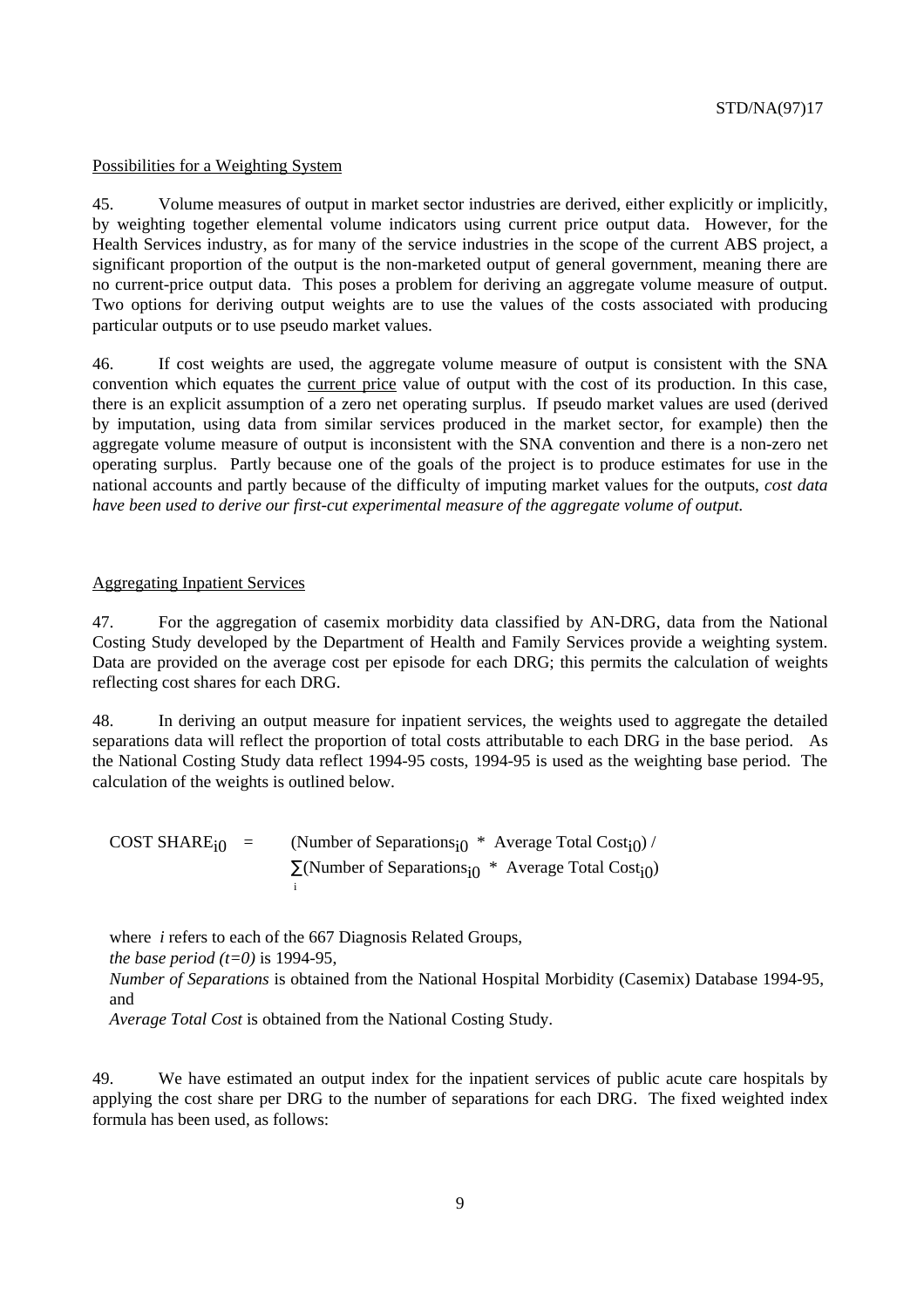Possibilities for a Weighting System

45. Volume measures of output in market sector industries are derived, either explicitly or implicitly, by weighting together elemental volume indicators using current price output data. However, for the Health Services industry, as for many of the service industries in the scope of the current ABS project, a significant proportion of the output is the non-marketed output of general government, meaning there are no current-price output data. This poses a problem for deriving an aggregate volume measure of output. Two options for deriving output weights are to use the values of the costs associated with producing particular outputs or to use pseudo market values.

46. If cost weights are used, the aggregate volume measure of output is consistent with the SNA convention which equates the current price value of output with the cost of its production. In this case, there is an explicit assumption of a zero net operating surplus. If pseudo market values are used (derived by imputation, using data from similar services produced in the market sector, for example) then the aggregate volume measure of output is inconsistent with the SNA convention and there is a non-zero net operating surplus. Partly because one of the goals of the project is to produce estimates for use in the national accounts and partly because of the difficulty of imputing market values for the outputs, *cost data have been used to derive our first-cut experimental measure of the aggregate volume of output.*

Aggregating Inpatient Services

47. For the aggregation of casemix morbidity data classified by AN-DRG, data from the National Costing Study developed by the Department of Health and Family Services provide a weighting system. Data are provided on the average cost per episode for each DRG; this permits the calculation of weights reflecting cost shares for each DRG.

48. In deriving an output measure for inpatient services, the weights used to aggregate the detailed separations data will reflect the proportion of total costs attributable to each DRG in the base period. As the National Costing Study data reflect 1994-95 costs, 1994-95 is used as the weighting base period. The calculation of the weights is outlined below.

$$\text{COST SHARE}_{i0} = (\text{Number of Separations}_{i0} * \text{Average Total Cost}_{i0}) \Big/ \sum_i (\text{Number of Separations}_{i0} * \text{Average Total Cost}_{i0})$$

where $i$ refers to each of the 667 Diagnosis Related Groups,
*the base period (t=0)* is 1994-95,
*Number of Separations* is obtained from the National Hospital Morbidity (Casemix) Database 1994-95, and
*Average Total Cost* is obtained from the National Costing Study.

49. We have estimated an output index for the inpatient services of public acute care hospitals by applying the cost share per DRG to the number of separations for each DRG. The fixed weighted index formula has been used, as follows: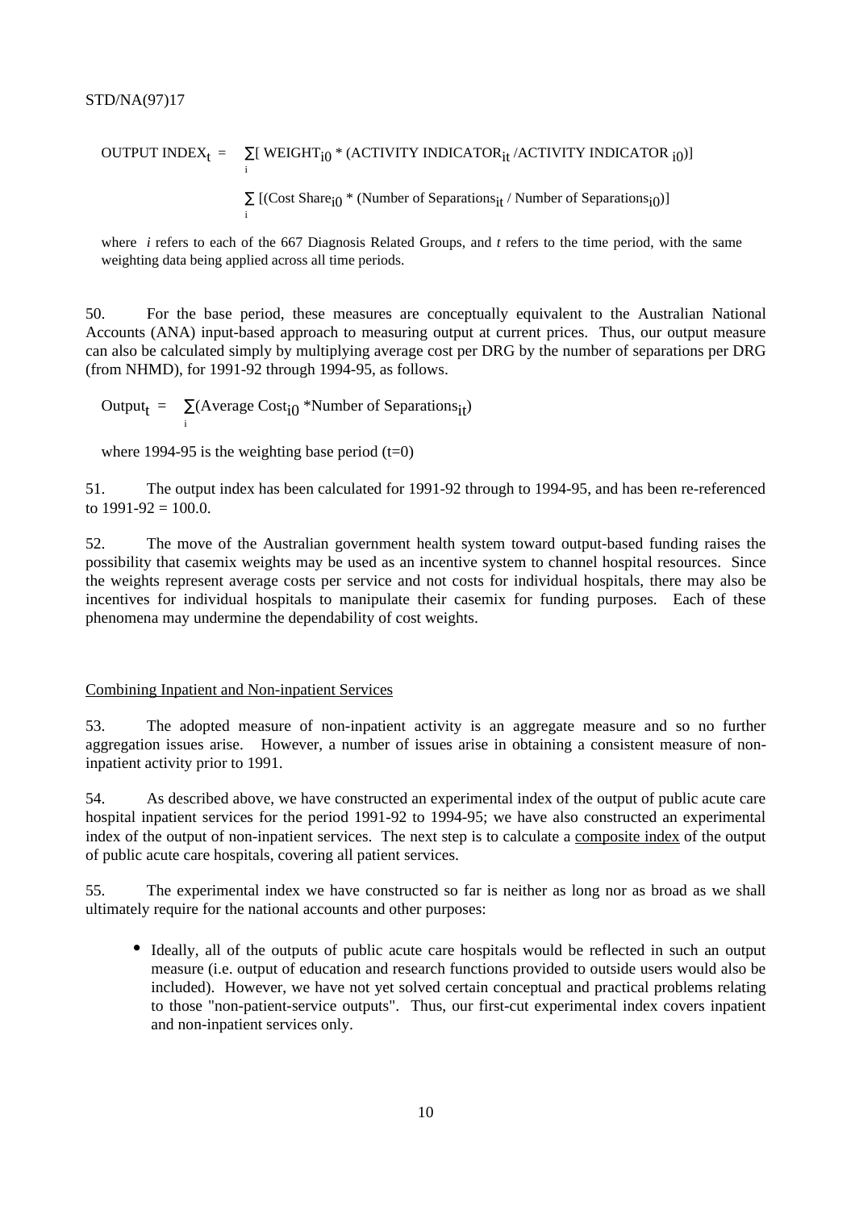$$\text{OUTPUT INDEX}_t = \sum_i [\text{ WEIGHT}_{i0} * (\text{ACTIVITY INDICATOR}_{it} / \text{ACTIVITY INDICATOR}_{i0})]$$

$$\sum_i [(\text{Cost Share}_{i0} * (\text{Number of Separations}_{it} / \text{Number of Separations}_{i0})]$$

where *i* refers to each of the 667 Diagnosis Related Groups, and *t* refers to the time period, with the same weighting data being applied across all time periods.

50. For the base period, these measures are conceptually equivalent to the Australian National Accounts (ANA) input-based approach to measuring output at current prices. Thus, our output measure can also be calculated simply by multiplying average cost per DRG by the number of separations per DRG (from NHMD), for 1991-92 through 1994-95, as follows.

$$\text{Output}_t = \sum_i (\text{Average Cost}_{i0} * \text{Number of Separations}_{it})$$

where 1994-95 is the weighting base period (t=0)

51. The output index has been calculated for 1991-92 through to 1994-95, and has been re-referenced to 1991-92 = 100.0.

52. The move of the Australian government health system toward output-based funding raises the possibility that casemix weights may be used as an incentive system to channel hospital resources. Since the weights represent average costs per service and not costs for individual hospitals, there may also be incentives for individual hospitals to manipulate their casemix for funding purposes. Each of these phenomena may undermine the dependability of cost weights.

## Combining Inpatient and Non-inpatient Services

53. The adopted measure of non-inpatient activity is an aggregate measure and so no further aggregation issues arise. However, a number of issues arise in obtaining a consistent measure of non-inpatient activity prior to 1991.

54. As described above, we have constructed an experimental index of the output of public acute care hospital inpatient services for the period 1991-92 to 1994-95; we have also constructed an experimental index of the output of non-inpatient services. The next step is to calculate a composite index of the output of public acute care hospitals, covering all patient services.

55. The experimental index we have constructed so far is neither as long nor as broad as we shall ultimately require for the national accounts and other purposes:

- Ideally, all of the outputs of public acute care hospitals would be reflected in such an output measure (i.e. output of education and research functions provided to outside users would also be included). However, we have not yet solved certain conceptual and practical problems relating to those "non-patient-service outputs". Thus, our first-cut experimental index covers inpatient and non-inpatient services only.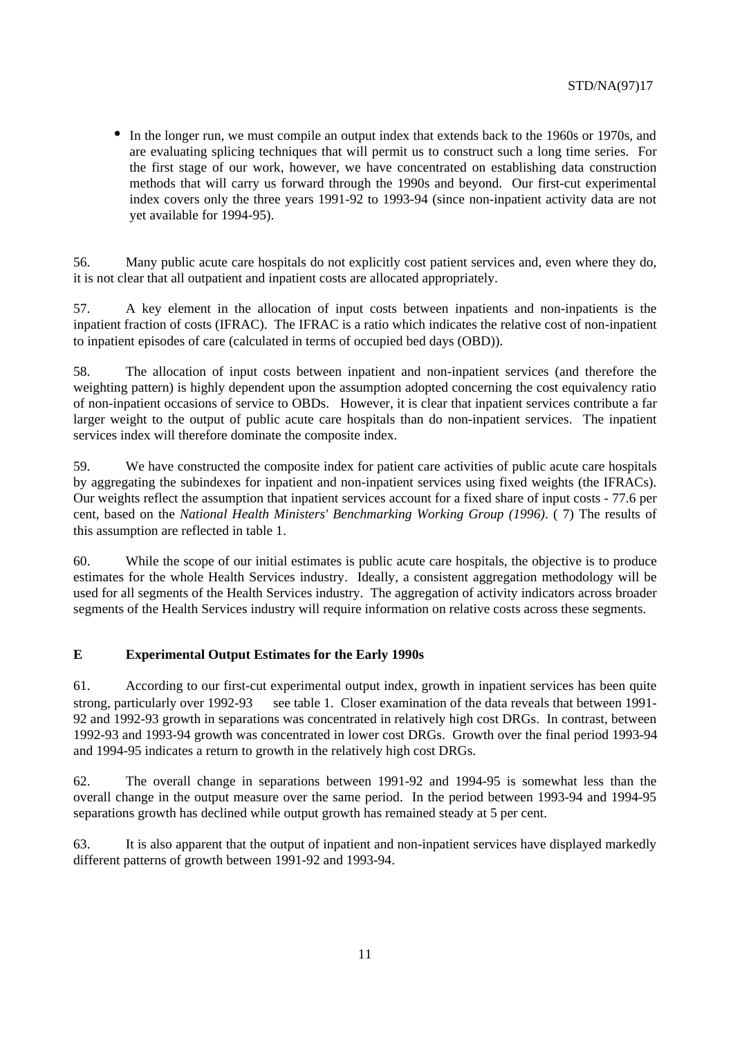- In the longer run, we must compile an output index that extends back to the 1960s or 1970s, and are evaluating splicing techniques that will permit us to construct such a long time series. For the first stage of our work, however, we have concentrated on establishing data construction methods that will carry us forward through the 1990s and beyond. Our first-cut experimental index covers only the three years 1991-92 to 1993-94 (since non-inpatient activity data are not yet available for 1994-95).

56. Many public acute care hospitals do not explicitly cost patient services and, even where they do, it is not clear that all outpatient and inpatient costs are allocated appropriately.

57. A key element in the allocation of input costs between inpatients and non-inpatients is the inpatient fraction of costs (IFRAC). The IFRAC is a ratio which indicates the relative cost of non-inpatient to inpatient episodes of care (calculated in terms of occupied bed days (OBD)).

58. The allocation of input costs between inpatient and non-inpatient services (and therefore the weighting pattern) is highly dependent upon the assumption adopted concerning the cost equivalency ratio of non-inpatient occasions of service to OBDs. However, it is clear that inpatient services contribute a far larger weight to the output of public acute care hospitals than do non-inpatient services. The inpatient services index will therefore dominate the composite index.

59. We have constructed the composite index for patient care activities of public acute care hospitals by aggregating the subindexes for inpatient and non-inpatient services using fixed weights (the IFRACs). Our weights reflect the assumption that inpatient services account for a fixed share of input costs - 77.6 per cent, based on the *National Health Ministers' Benchmarking Working Group (1996)*. ( 7) The results of this assumption are reflected in table 1.

60. While the scope of our initial estimates is public acute care hospitals, the objective is to produce estimates for the whole Health Services industry. Ideally, a consistent aggregation methodology will be used for all segments of the Health Services industry. The aggregation of activity indicators across broader segments of the Health Services industry will require information on relative costs across these segments.

## E Experimental Output Estimates for the Early 1990s

61. According to our first-cut experimental output index, growth in inpatient services has been quite strong, particularly over 1992-93 see table 1. Closer examination of the data reveals that between 1991-92 and 1992-93 growth in separations was concentrated in relatively high cost DRGs. In contrast, between 1992-93 and 1993-94 growth was concentrated in lower cost DRGs. Growth over the final period 1993-94 and 1994-95 indicates a return to growth in the relatively high cost DRGs.

62. The overall change in separations between 1991-92 and 1994-95 is somewhat less than the overall change in the output measure over the same period. In the period between 1993-94 and 1994-95 separations growth has declined while output growth has remained steady at 5 per cent.

63. It is also apparent that the output of inpatient and non-inpatient services have displayed markedly different patterns of growth between 1991-92 and 1993-94.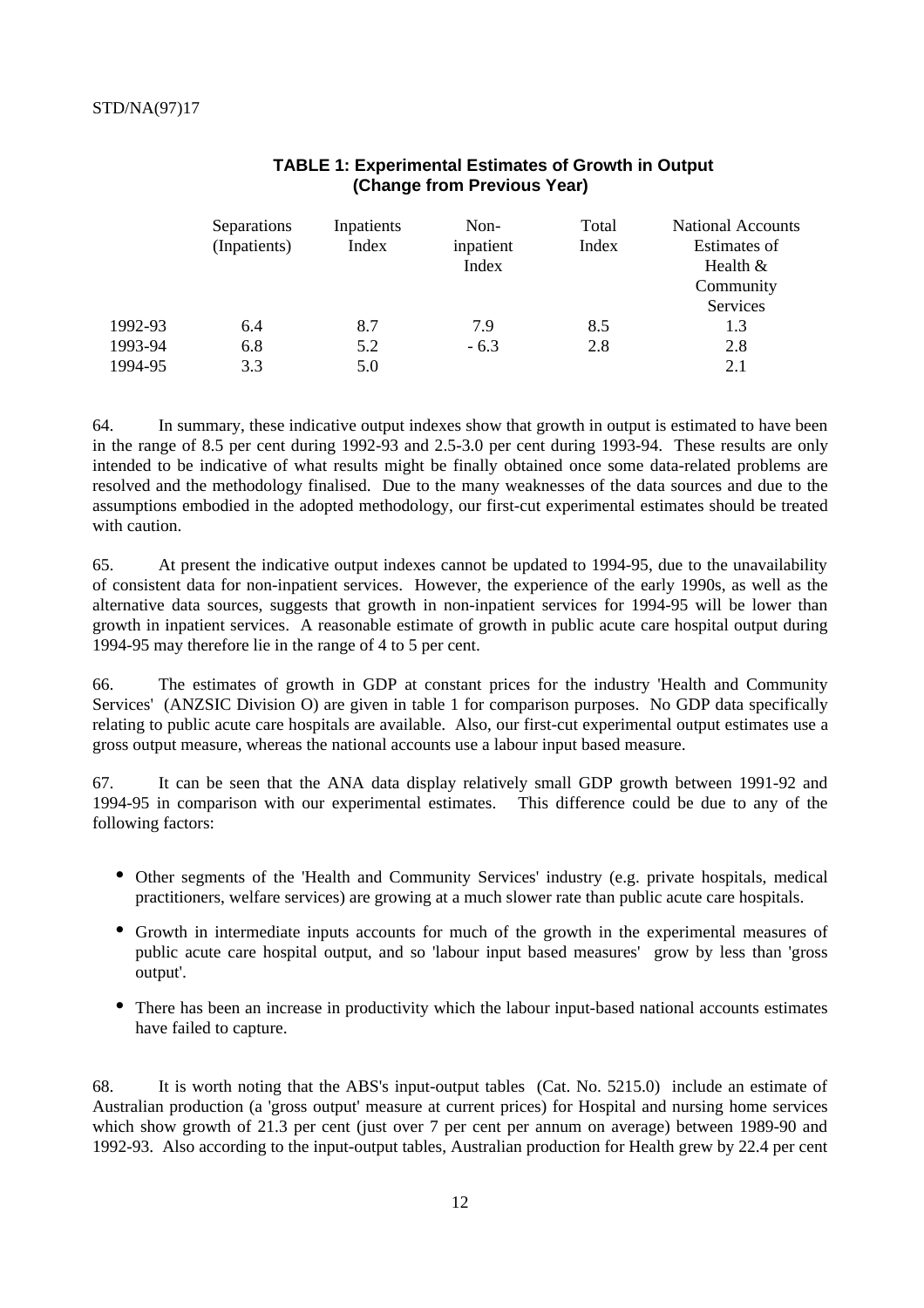**TABLE 1: Experimental Estimates of Growth in Output (Change from Previous Year)**

| | Separations (Inpatients) | Inpatients Index | Non-inpatient Index | Total Index | National Accounts Estimates of Health & Community Services |
|---|---|---|---|---|---|
| 1992-93 | 6.4 | 8.7 | 7.9 | 8.5 | 1.3 |
| 1993-94 | 6.8 | 5.2 | - 6.3 | 2.8 | 2.8 |
| 1994-95 | 3.3 | 5.0 | | | 2.1 |

64. In summary, these indicative output indexes show that growth in output is estimated to have been in the range of 8.5 per cent during 1992-93 and 2.5-3.0 per cent during 1993-94. These results are only intended to be indicative of what results might be finally obtained once some data-related problems are resolved and the methodology finalised. Due to the many weaknesses of the data sources and due to the assumptions embodied in the adopted methodology, our first-cut experimental estimates should be treated with caution.

65. At present the indicative output indexes cannot be updated to 1994-95, due to the unavailability of consistent data for non-inpatient services. However, the experience of the early 1990s, as well as the alternative data sources, suggests that growth in non-inpatient services for 1994-95 will be lower than growth in inpatient services. A reasonable estimate of growth in public acute care hospital output during 1994-95 may therefore lie in the range of 4 to 5 per cent.

66. The estimates of growth in GDP at constant prices for the industry 'Health and Community Services' (ANZSIC Division O) are given in table 1 for comparison purposes. No GDP data specifically relating to public acute care hospitals are available. Also, our first-cut experimental output estimates use a gross output measure, whereas the national accounts use a labour input based measure.

67. It can be seen that the ANA data display relatively small GDP growth between 1991-92 and 1994-95 in comparison with our experimental estimates. This difference could be due to any of the following factors:

- Other segments of the 'Health and Community Services' industry (e.g. private hospitals, medical practitioners, welfare services) are growing at a much slower rate than public acute care hospitals.
- Growth in intermediate inputs accounts for much of the growth in the experimental measures of public acute care hospital output, and so 'labour input based measures' grow by less than 'gross output'.
- There has been an increase in productivity which the labour input-based national accounts estimates have failed to capture.

68. It is worth noting that the ABS's input-output tables (Cat. No. 5215.0) include an estimate of Australian production (a 'gross output' measure at current prices) for Hospital and nursing home services which show growth of 21.3 per cent (just over 7 per cent per annum on average) between 1989-90 and 1992-93. Also according to the input-output tables, Australian production for Health grew by 22.4 per cent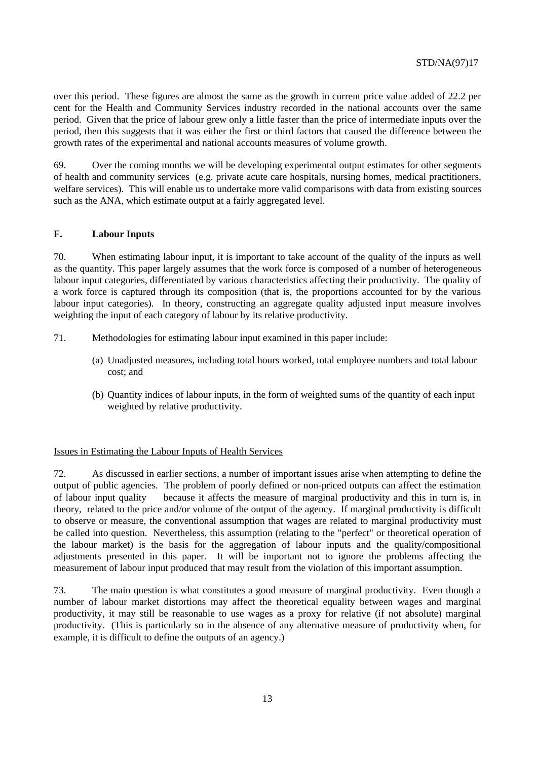over this period. These figures are almost the same as the growth in current price value added of 22.2 per cent for the Health and Community Services industry recorded in the national accounts over the same period. Given that the price of labour grew only a little faster than the price of intermediate inputs over the period, then this suggests that it was either the first or third factors that caused the difference between the growth rates of the experimental and national accounts measures of volume growth.

69. Over the coming months we will be developing experimental output estimates for other segments of health and community services (e.g. private acute care hospitals, nursing homes, medical practitioners, welfare services). This will enable us to undertake more valid comparisons with data from existing sources such as the ANA, which estimate output at a fairly aggregated level.

## F. Labour Inputs

70. When estimating labour input, it is important to take account of the quality of the inputs as well as the quantity. This paper largely assumes that the work force is composed of a number of heterogeneous labour input categories, differentiated by various characteristics affecting their productivity. The quality of a work force is captured through its composition (that is, the proportions accounted for by the various labour input categories). In theory, constructing an aggregate quality adjusted input measure involves weighting the input of each category of labour by its relative productivity.

71. Methodologies for estimating labour input examined in this paper include:

(a) Unadjusted measures, including total hours worked, total employee numbers and total labour cost; and

(b) Quantity indices of labour inputs, in the form of weighted sums of the quantity of each input weighted by relative productivity.

### Issues in Estimating the Labour Inputs of Health Services

72. As discussed in earlier sections, a number of important issues arise when attempting to define the output of public agencies. The problem of poorly defined or non-priced outputs can affect the estimation of labour input quality because it affects the measure of marginal productivity and this in turn is, in theory, related to the price and/or volume of the output of the agency. If marginal productivity is difficult to observe or measure, the conventional assumption that wages are related to marginal productivity must be called into question. Nevertheless, this assumption (relating to the "perfect" or theoretical operation of the labour market) is the basis for the aggregation of labour inputs and the quality/compositional adjustments presented in this paper. It will be important not to ignore the problems affecting the measurement of labour input produced that may result from the violation of this important assumption.

73. The main question is what constitutes a good measure of marginal productivity. Even though a number of labour market distortions may affect the theoretical equality between wages and marginal productivity, it may still be reasonable to use wages as a proxy for relative (if not absolute) marginal productivity. (This is particularly so in the absence of any alternative measure of productivity when, for example, it is difficult to define the outputs of an agency.)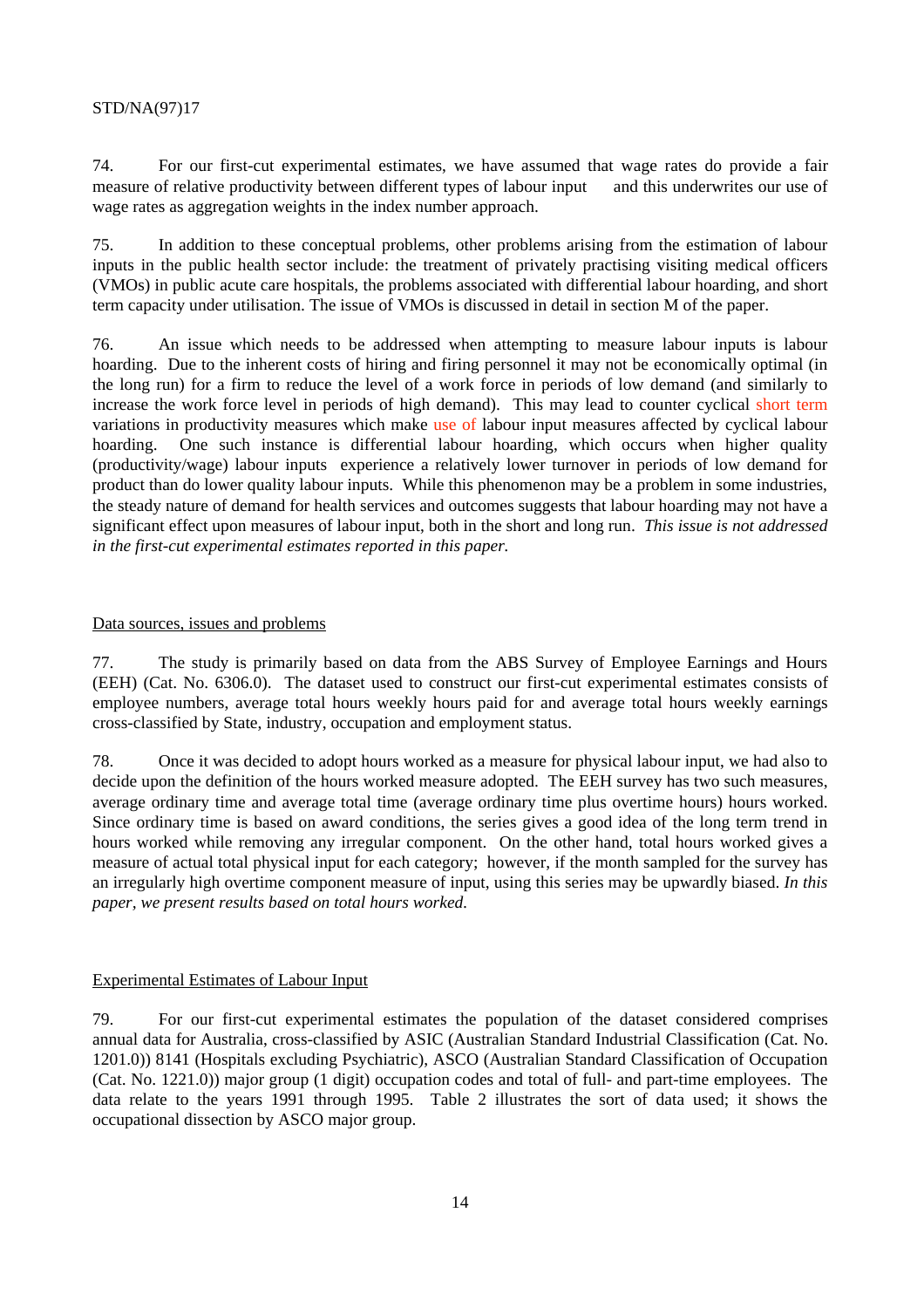74. For our first-cut experimental estimates, we have assumed that wage rates do provide a fair measure of relative productivity between different types of labour input and this underwrites our use of wage rates as aggregation weights in the index number approach.

75. In addition to these conceptual problems, other problems arising from the estimation of labour inputs in the public health sector include: the treatment of privately practising visiting medical officers (VMOs) in public acute care hospitals, the problems associated with differential labour hoarding, and short term capacity under utilisation. The issue of VMOs is discussed in detail in section M of the paper.

76. An issue which needs to be addressed when attempting to measure labour inputs is labour hoarding. Due to the inherent costs of hiring and firing personnel it may not be economically optimal (in the long run) for a firm to reduce the level of a work force in periods of low demand (and similarly to increase the work force level in periods of high demand). This may lead to counter cyclical short term variations in productivity measures which make use of labour input measures affected by cyclical labour hoarding. One such instance is differential labour hoarding, which occurs when higher quality (productivity/wage) labour inputs experience a relatively lower turnover in periods of low demand for product than do lower quality labour inputs. While this phenomenon may be a problem in some industries, the steady nature of demand for health services and outcomes suggests that labour hoarding may not have a significant effect upon measures of labour input, both in the short and long run. *This issue is not addressed in the first-cut experimental estimates reported in this paper.*

## Data sources, issues and problems

77. The study is primarily based on data from the ABS Survey of Employee Earnings and Hours (EEH) (Cat. No. 6306.0). The dataset used to construct our first-cut experimental estimates consists of employee numbers, average total hours weekly hours paid for and average total hours weekly earnings cross-classified by State, industry, occupation and employment status.

78. Once it was decided to adopt hours worked as a measure for physical labour input, we had also to decide upon the definition of the hours worked measure adopted. The EEH survey has two such measures, average ordinary time and average total time (average ordinary time plus overtime hours) hours worked. Since ordinary time is based on award conditions, the series gives a good idea of the long term trend in hours worked while removing any irregular component. On the other hand, total hours worked gives a measure of actual total physical input for each category; however, if the month sampled for the survey has an irregularly high overtime component measure of input, using this series may be upwardly biased. *In this paper, we present results based on total hours worked.*

## Experimental Estimates of Labour Input

79. For our first-cut experimental estimates the population of the dataset considered comprises annual data for Australia, cross-classified by ASIC (Australian Standard Industrial Classification (Cat. No. 1201.0)) 8141 (Hospitals excluding Psychiatric), ASCO (Australian Standard Classification of Occupation (Cat. No. 1221.0)) major group (1 digit) occupation codes and total of full- and part-time employees. The data relate to the years 1991 through 1995. Table 2 illustrates the sort of data used; it shows the occupational dissection by ASCO major group.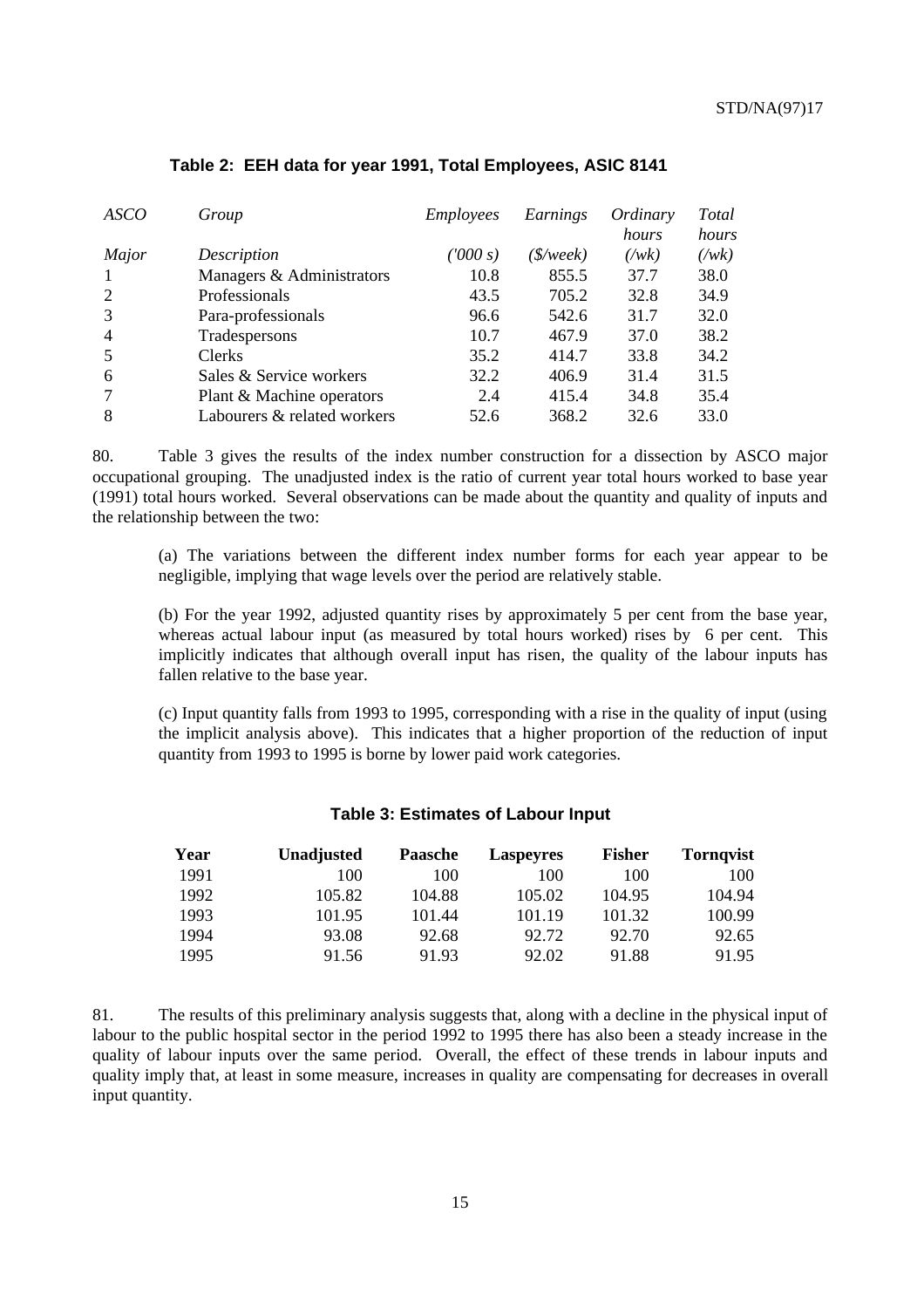**Table 2: EEH data for year 1991, Total Employees, ASIC 8141**

| *ASCO* | *Group* | *Employees* | *Earnings* | *Ordinary hours* | *Total hours* |
|---|---|---|---|---|---|
| *Major* | *Description* | *('000 s)* | *($/week)* | *(/wk)* | *(/wk)* |
| 1 | Managers & Administrators | 10.8 | 855.5 | 37.7 | 38.0 |
| 2 | Professionals | 43.5 | 705.2 | 32.8 | 34.9 |
| 3 | Para-professionals | 96.6 | 542.6 | 31.7 | 32.0 |
| 4 | Tradespersons | 10.7 | 467.9 | 37.0 | 38.2 |
| 5 | Clerks | 35.2 | 414.7 | 33.8 | 34.2 |
| 6 | Sales & Service workers | 32.2 | 406.9 | 31.4 | 31.5 |
| 7 | Plant & Machine operators | 2.4 | 415.4 | 34.8 | 35.4 |
| 8 | Labourers & related workers | 52.6 | 368.2 | 32.6 | 33.0 |

80. Table 3 gives the results of the index number construction for a dissection by ASCO major occupational grouping. The unadjusted index is the ratio of current year total hours worked to base year (1991) total hours worked. Several observations can be made about the quantity and quality of inputs and the relationship between the two:

(a) The variations between the different index number forms for each year appear to be negligible, implying that wage levels over the period are relatively stable.

(b) For the year 1992, adjusted quantity rises by approximately 5 per cent from the base year, whereas actual labour input (as measured by total hours worked) rises by 6 per cent. This implicitly indicates that although overall input has risen, the quality of the labour inputs has fallen relative to the base year.

(c) Input quantity falls from 1993 to 1995, corresponding with a rise in the quality of input (using the implicit analysis above). This indicates that a higher proportion of the reduction of input quantity from 1993 to 1995 is borne by lower paid work categories.

**Table 3: Estimates of Labour Input**

| Year | Unadjusted | Paasche | Laspeyres | Fisher | Tornqvist |
|---|---|---|---|---|---|
| 1991 | 100 | 100 | 100 | 100 | 100 |
| 1992 | 105.82 | 104.88 | 105.02 | 104.95 | 104.94 |
| 1993 | 101.95 | 101.44 | 101.19 | 101.32 | 100.99 |
| 1994 | 93.08 | 92.68 | 92.72 | 92.70 | 92.65 |
| 1995 | 91.56 | 91.93 | 92.02 | 91.88 | 91.95 |

81. The results of this preliminary analysis suggests that, along with a decline in the physical input of labour to the public hospital sector in the period 1992 to 1995 there has also been a steady increase in the quality of labour inputs over the same period. Overall, the effect of these trends in labour inputs and quality imply that, at least in some measure, increases in quality are compensating for decreases in overall input quantity.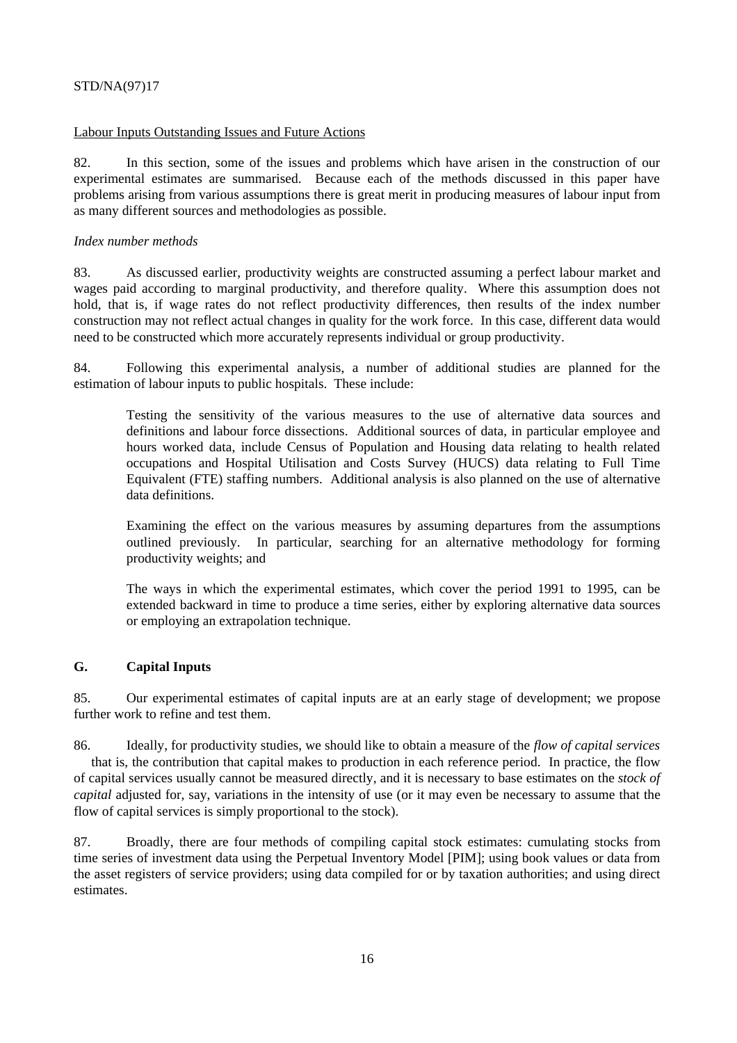Labour Inputs Outstanding Issues and Future Actions

82. In this section, some of the issues and problems which have arisen in the construction of our experimental estimates are summarised. Because each of the methods discussed in this paper have problems arising from various assumptions there is great merit in producing measures of labour input from as many different sources and methodologies as possible.

*Index number methods*

83. As discussed earlier, productivity weights are constructed assuming a perfect labour market and wages paid according to marginal productivity, and therefore quality. Where this assumption does not hold, that is, if wage rates do not reflect productivity differences, then results of the index number construction may not reflect actual changes in quality for the work force. In this case, different data would need to be constructed which more accurately represents individual or group productivity.

84. Following this experimental analysis, a number of additional studies are planned for the estimation of labour inputs to public hospitals. These include:

> Testing the sensitivity of the various measures to the use of alternative data sources and definitions and labour force dissections. Additional sources of data, in particular employee and hours worked data, include Census of Population and Housing data relating to health related occupations and Hospital Utilisation and Costs Survey (HUCS) data relating to Full Time Equivalent (FTE) staffing numbers. Additional analysis is also planned on the use of alternative data definitions.
>
> Examining the effect on the various measures by assuming departures from the assumptions outlined previously. In particular, searching for an alternative methodology for forming productivity weights; and
>
> The ways in which the experimental estimates, which cover the period 1991 to 1995, can be extended backward in time to produce a time series, either by exploring alternative data sources or employing an extrapolation technique.

## G. Capital Inputs

85. Our experimental estimates of capital inputs are at an early stage of development; we propose further work to refine and test them.

86. Ideally, for productivity studies, we should like to obtain a measure of the *flow of capital services* that is, the contribution that capital makes to production in each reference period. In practice, the flow of capital services usually cannot be measured directly, and it is necessary to base estimates on the *stock of capital* adjusted for, say, variations in the intensity of use (or it may even be necessary to assume that the flow of capital services is simply proportional to the stock).

87. Broadly, there are four methods of compiling capital stock estimates: cumulating stocks from time series of investment data using the Perpetual Inventory Model [PIM]; using book values or data from the asset registers of service providers; using data compiled for or by taxation authorities; and using direct estimates.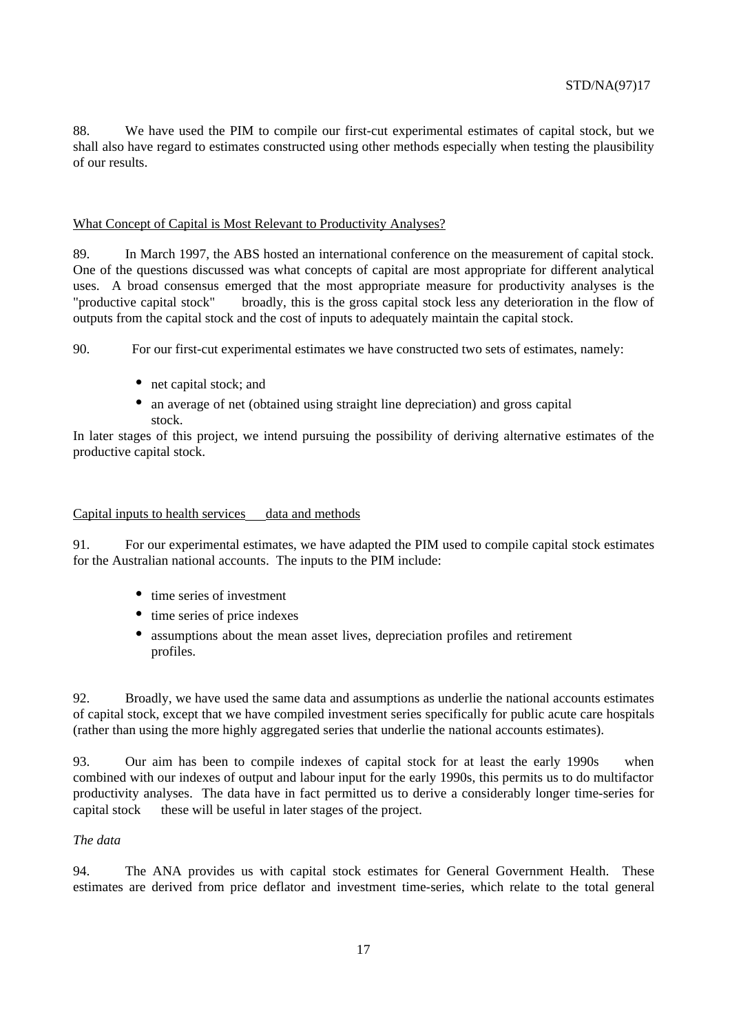88. We have used the PIM to compile our first-cut experimental estimates of capital stock, but we shall also have regard to estimates constructed using other methods especially when testing the plausibility of our results.

## What Concept of Capital is Most Relevant to Productivity Analyses?

89. In March 1997, the ABS hosted an international conference on the measurement of capital stock. One of the questions discussed was what concepts of capital are most appropriate for different analytical uses. A broad consensus emerged that the most appropriate measure for productivity analyses is the "productive capital stock" broadly, this is the gross capital stock less any deterioration in the flow of outputs from the capital stock and the cost of inputs to adequately maintain the capital stock.

90. For our first-cut experimental estimates we have constructed two sets of estimates, namely:

- net capital stock; and
- an average of net (obtained using straight line depreciation) and gross capital stock.

In later stages of this project, we intend pursuing the possibility of deriving alternative estimates of the productive capital stock.

## Capital inputs to health services data and methods

91. For our experimental estimates, we have adapted the PIM used to compile capital stock estimates for the Australian national accounts. The inputs to the PIM include:

- time series of investment
- time series of price indexes
- assumptions about the mean asset lives, depreciation profiles and retirement profiles.

92. Broadly, we have used the same data and assumptions as underlie the national accounts estimates of capital stock, except that we have compiled investment series specifically for public acute care hospitals (rather than using the more highly aggregated series that underlie the national accounts estimates).

93. Our aim has been to compile indexes of capital stock for at least the early 1990s when combined with our indexes of output and labour input for the early 1990s, this permits us to do multifactor productivity analyses. The data have in fact permitted us to derive a considerably longer time-series for capital stock these will be useful in later stages of the project.

*The data*

94. The ANA provides us with capital stock estimates for General Government Health. These estimates are derived from price deflator and investment time-series, which relate to the total general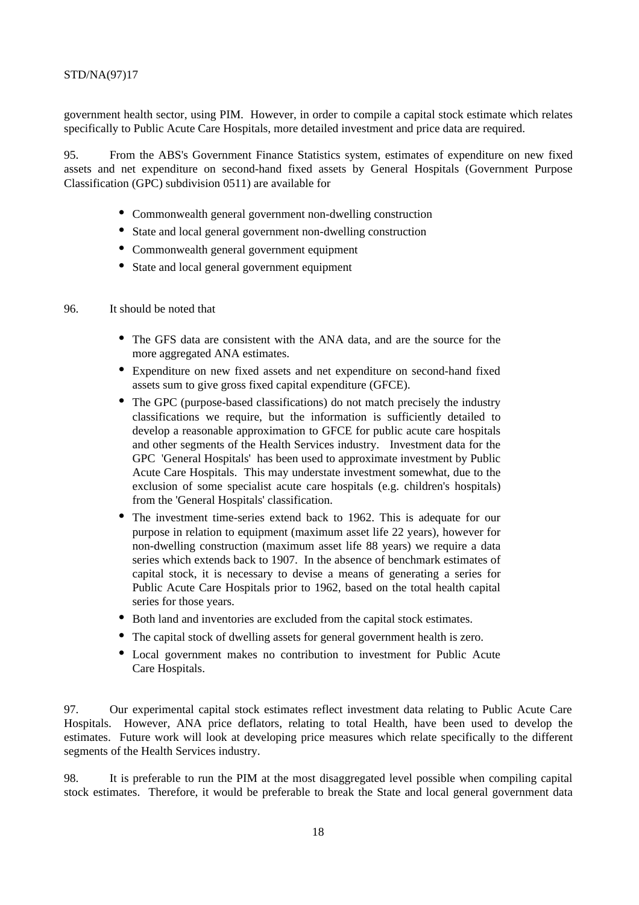government health sector, using PIM. However, in order to compile a capital stock estimate which relates specifically to Public Acute Care Hospitals, more detailed investment and price data are required.

95. From the ABS's Government Finance Statistics system, estimates of expenditure on new fixed assets and net expenditure on second-hand fixed assets by General Hospitals (Government Purpose Classification (GPC) subdivision 0511) are available for

- Commonwealth general government non-dwelling construction
- State and local general government non-dwelling construction
- Commonwealth general government equipment
- State and local general government equipment

96. It should be noted that

- The GFS data are consistent with the ANA data, and are the source for the more aggregated ANA estimates.
- Expenditure on new fixed assets and net expenditure on second-hand fixed assets sum to give gross fixed capital expenditure (GFCE).
- The GPC (purpose-based classifications) do not match precisely the industry classifications we require, but the information is sufficiently detailed to develop a reasonable approximation to GFCE for public acute care hospitals and other segments of the Health Services industry. Investment data for the GPC 'General Hospitals' has been used to approximate investment by Public Acute Care Hospitals. This may understate investment somewhat, due to the exclusion of some specialist acute care hospitals (e.g. children's hospitals) from the 'General Hospitals' classification.
- The investment time-series extend back to 1962. This is adequate for our purpose in relation to equipment (maximum asset life 22 years), however for non-dwelling construction (maximum asset life 88 years) we require a data series which extends back to 1907. In the absence of benchmark estimates of capital stock, it is necessary to devise a means of generating a series for Public Acute Care Hospitals prior to 1962, based on the total health capital series for those years.
- Both land and inventories are excluded from the capital stock estimates.
- The capital stock of dwelling assets for general government health is zero.
- Local government makes no contribution to investment for Public Acute Care Hospitals.

97. Our experimental capital stock estimates reflect investment data relating to Public Acute Care Hospitals. However, ANA price deflators, relating to total Health, have been used to develop the estimates. Future work will look at developing price measures which relate specifically to the different segments of the Health Services industry.

98. It is preferable to run the PIM at the most disaggregated level possible when compiling capital stock estimates. Therefore, it would be preferable to break the State and local general government data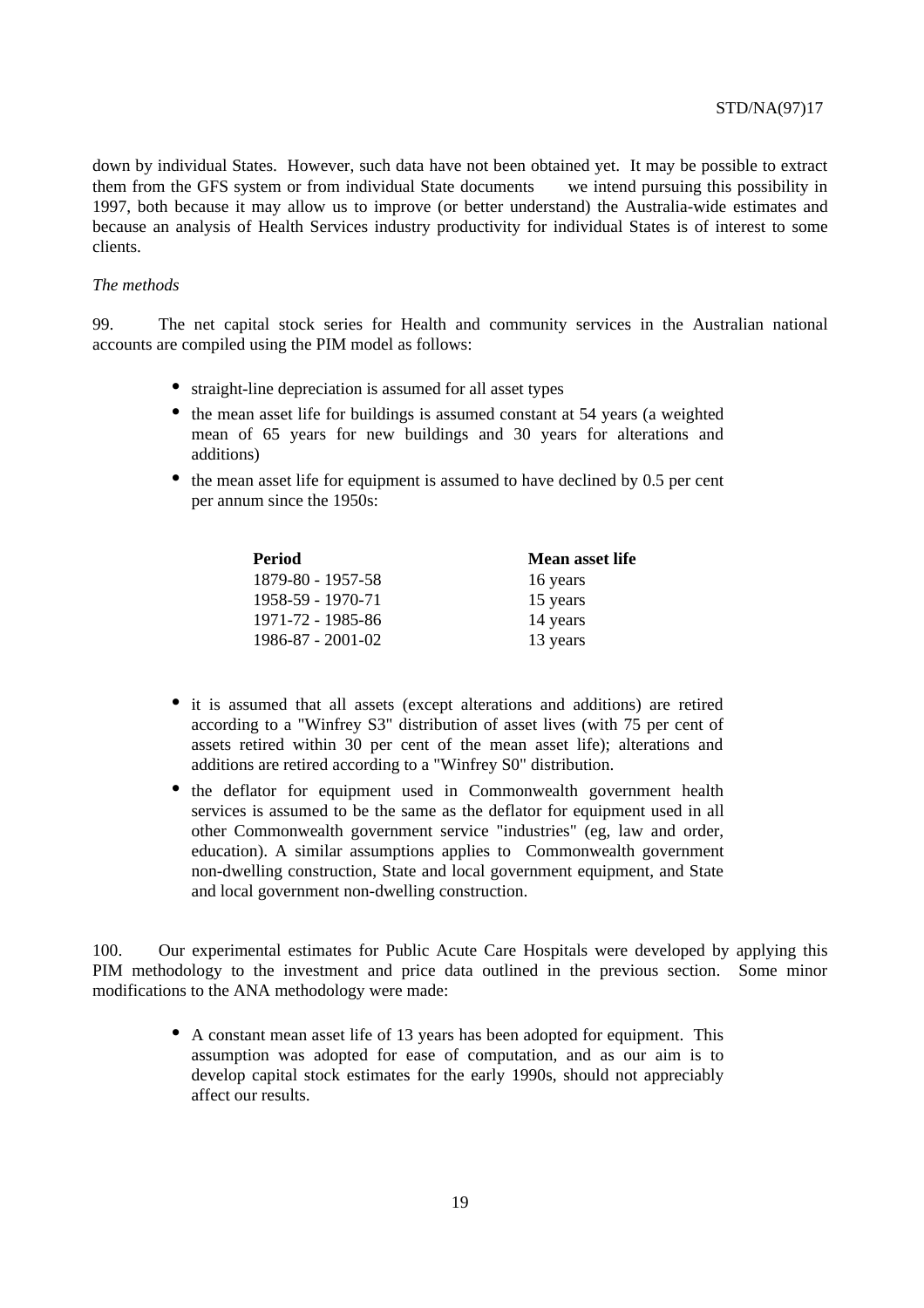down by individual States. However, such data have not been obtained yet. It may be possible to extract them from the GFS system or from individual State documents we intend pursuing this possibility in 1997, both because it may allow us to improve (or better understand) the Australia-wide estimates and because an analysis of Health Services industry productivity for individual States is of interest to some clients.

*The methods*

99. The net capital stock series for Health and community services in the Australian national accounts are compiled using the PIM model as follows:

- straight-line depreciation is assumed for all asset types
- the mean asset life for buildings is assumed constant at 54 years (a weighted mean of 65 years for new buildings and 30 years for alterations and additions)
- the mean asset life for equipment is assumed to have declined by 0.5 per cent per annum since the 1950s:

| **Period** | **Mean asset life** |
|---|---|
| 1879-80 - 1957-58 | 16 years |
| 1958-59 - 1970-71 | 15 years |
| 1971-72 - 1985-86 | 14 years |
| 1986-87 - 2001-02 | 13 years |

- it is assumed that all assets (except alterations and additions) are retired according to a "Winfrey S3" distribution of asset lives (with 75 per cent of assets retired within 30 per cent of the mean asset life); alterations and additions are retired according to a "Winfrey S0" distribution.
- the deflator for equipment used in Commonwealth government health services is assumed to be the same as the deflator for equipment used in all other Commonwealth government service "industries" (eg, law and order, education). A similar assumptions applies to Commonwealth government non-dwelling construction, State and local government equipment, and State and local government non-dwelling construction.

100. Our experimental estimates for Public Acute Care Hospitals were developed by applying this PIM methodology to the investment and price data outlined in the previous section. Some minor modifications to the ANA methodology were made:

- A constant mean asset life of 13 years has been adopted for equipment. This assumption was adopted for ease of computation, and as our aim is to develop capital stock estimates for the early 1990s, should not appreciably affect our results.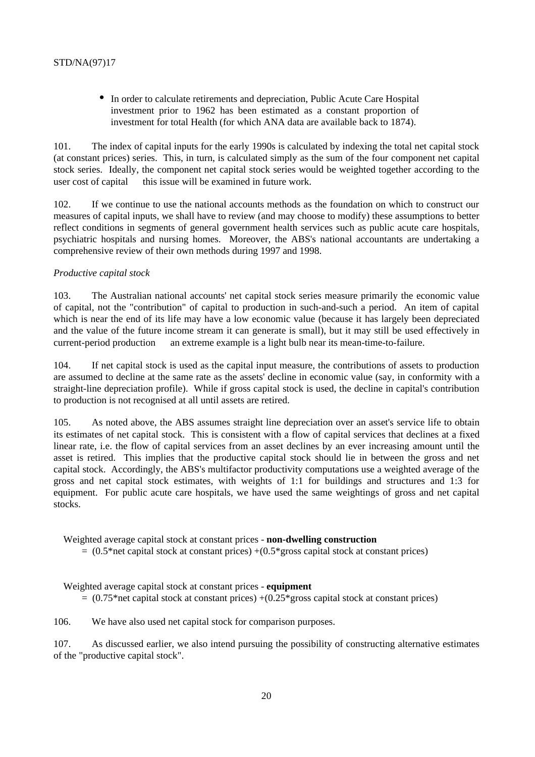- In order to calculate retirements and depreciation, Public Acute Care Hospital investment prior to 1962 has been estimated as a constant proportion of investment for total Health (for which ANA data are available back to 1874).

101. The index of capital inputs for the early 1990s is calculated by indexing the total net capital stock (at constant prices) series. This, in turn, is calculated simply as the sum of the four component net capital stock series. Ideally, the component net capital stock series would be weighted together according to the user cost of capital  this issue will be examined in future work.

102. If we continue to use the national accounts methods as the foundation on which to construct our measures of capital inputs, we shall have to review (and may choose to modify) these assumptions to better reflect conditions in segments of general government health services such as public acute care hospitals, psychiatric hospitals and nursing homes. Moreover, the ABS's national accountants are undertaking a comprehensive review of their own methods during 1997 and 1998.

*Productive capital stock*

103. The Australian national accounts' net capital stock series measure primarily the economic value of capital, not the "contribution" of capital to production in such-and-such a period. An item of capital which is near the end of its life may have a low economic value (because it has largely been depreciated and the value of the future income stream it can generate is small), but it may still be used effectively in current-period production  an extreme example is a light bulb near its mean-time-to-failure.

104. If net capital stock is used as the capital input measure, the contributions of assets to production are assumed to decline at the same rate as the assets' decline in economic value (say, in conformity with a straight-line depreciation profile). While if gross capital stock is used, the decline in capital's contribution to production is not recognised at all until assets are retired.

105. As noted above, the ABS assumes straight line depreciation over an asset's service life to obtain its estimates of net capital stock. This is consistent with a flow of capital services that declines at a fixed linear rate, i.e. the flow of capital services from an asset declines by an ever increasing amount until the asset is retired. This implies that the productive capital stock should lie in between the gross and net capital stock. Accordingly, the ABS's multifactor productivity computations use a weighted average of the gross and net capital stock estimates, with weights of 1:1 for buildings and structures and 1:3 for equipment. For public acute care hospitals, we have used the same weightings of gross and net capital stocks.

Weighted average capital stock at constant prices - **non-dwelling construction**
= (0.5*net capital stock at constant prices) +(0.5*gross capital stock at constant prices)

Weighted average capital stock at constant prices - **equipment**
= (0.75*net capital stock at constant prices) +(0.25*gross capital stock at constant prices)

106. We have also used net capital stock for comparison purposes.

107. As discussed earlier, we also intend pursuing the possibility of constructing alternative estimates of the "productive capital stock".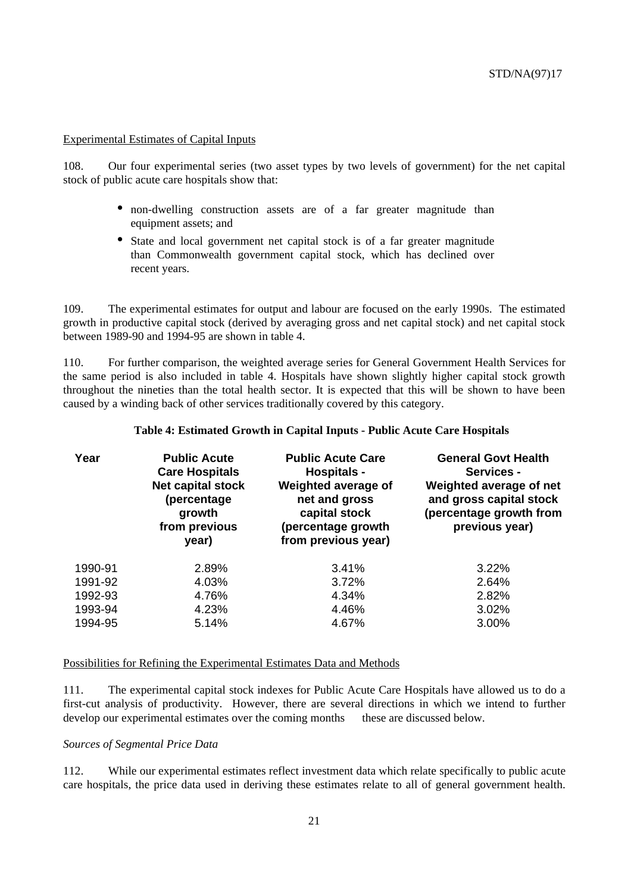Experimental Estimates of Capital Inputs

108. Our four experimental series (two asset types by two levels of government) for the net capital stock of public acute care hospitals show that:

- non-dwelling construction assets are of a far greater magnitude than equipment assets; and
- State and local government net capital stock is of a far greater magnitude than Commonwealth government capital stock, which has declined over recent years.

109. The experimental estimates for output and labour are focused on the early 1990s. The estimated growth in productive capital stock (derived by averaging gross and net capital stock) and net capital stock between 1989-90 and 1994-95 are shown in table 4.

110. For further comparison, the weighted average series for General Government Health Services for the same period is also included in table 4. Hospitals have shown slightly higher capital stock growth throughout the nineties than the total health sector. It is expected that this will be shown to have been caused by a winding back of other services traditionally covered by this category.

**Table 4: Estimated Growth in Capital Inputs - Public Acute Care Hospitals**

| Year | Public Acute Care Hospitals Net capital stock (percentage growth from previous year) | Public Acute Care Hospitals - Weighted average of net and gross capital stock (percentage growth from previous year) | General Govt Health Services - Weighted average of net and gross capital stock (percentage growth from previous year) |
|---|---|---|---|
| 1990-91 | 2.89% | 3.41% | 3.22% |
| 1991-92 | 4.03% | 3.72% | 2.64% |
| 1992-93 | 4.76% | 4.34% | 2.82% |
| 1993-94 | 4.23% | 4.46% | 3.02% |
| 1994-95 | 5.14% | 4.67% | 3.00% |

Possibilities for Refining the Experimental Estimates Data and Methods

111. The experimental capital stock indexes for Public Acute Care Hospitals have allowed us to do a first-cut analysis of productivity. However, there are several directions in which we intend to further develop our experimental estimates over the coming months these are discussed below.

*Sources of Segmental Price Data*

112. While our experimental estimates reflect investment data which relate specifically to public acute care hospitals, the price data used in deriving these estimates relate to all of general government health.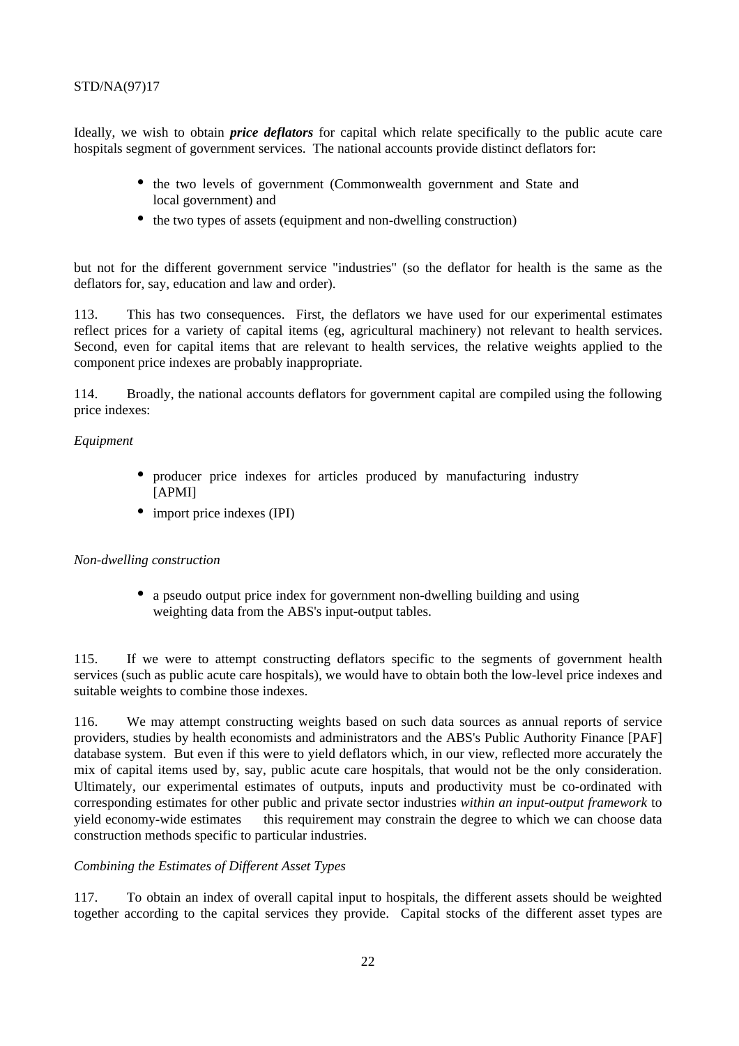Ideally, we wish to obtain ***price deflators*** for capital which relate specifically to the public acute care hospitals segment of government services. The national accounts provide distinct deflators for:

- the two levels of government (Commonwealth government and State and local government) and
- the two types of assets (equipment and non-dwelling construction)

but not for the different government service "industries" (so the deflator for health is the same as the deflators for, say, education and law and order).

113. This has two consequences. First, the deflators we have used for our experimental estimates reflect prices for a variety of capital items (eg, agricultural machinery) not relevant to health services. Second, even for capital items that are relevant to health services, the relative weights applied to the component price indexes are probably inappropriate.

114. Broadly, the national accounts deflators for government capital are compiled using the following price indexes:

*Equipment*

- producer price indexes for articles produced by manufacturing industry [APMI]
- import price indexes (IPI)

*Non-dwelling construction*

- a pseudo output price index for government non-dwelling building and using weighting data from the ABS's input-output tables.

115. If we were to attempt constructing deflators specific to the segments of government health services (such as public acute care hospitals), we would have to obtain both the low-level price indexes and suitable weights to combine those indexes.

116. We may attempt constructing weights based on such data sources as annual reports of service providers, studies by health economists and administrators and the ABS's Public Authority Finance [PAF] database system. But even if this were to yield deflators which, in our view, reflected more accurately the mix of capital items used by, say, public acute care hospitals, that would not be the only consideration. Ultimately, our experimental estimates of outputs, inputs and productivity must be co-ordinated with corresponding estimates for other public and private sector industries *within an input-output framework* to yield economy-wide estimates this requirement may constrain the degree to which we can choose data construction methods specific to particular industries.

*Combining the Estimates of Different Asset Types*

117. To obtain an index of overall capital input to hospitals, the different assets should be weighted together according to the capital services they provide. Capital stocks of the different asset types are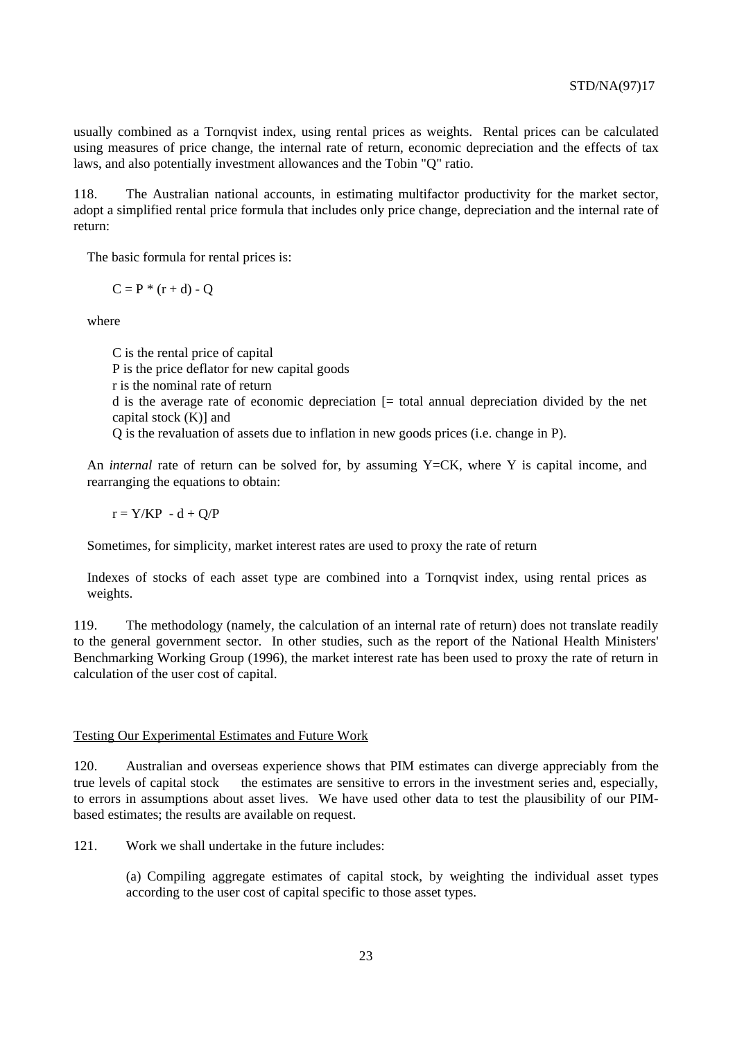usually combined as a Tornqvist index, using rental prices as weights. Rental prices can be calculated using measures of price change, the internal rate of return, economic depreciation and the effects of tax laws, and also potentially investment allowances and the Tobin "Q" ratio.

118. The Australian national accounts, in estimating multifactor productivity for the market sector, adopt a simplified rental price formula that includes only price change, depreciation and the internal rate of return:

The basic formula for rental prices is:

$$C = P * (r + d) - Q$$

where

C is the rental price of capital
P is the price deflator for new capital goods
r is the nominal rate of return
d is the average rate of economic depreciation [= total annual depreciation divided by the net capital stock (K)] and
Q is the revaluation of assets due to inflation in new goods prices (i.e. change in P).

An *internal* rate of return can be solved for, by assuming Y=CK, where Y is capital income, and rearranging the equations to obtain:

$$r = Y/KP - d + Q/P$$

Sometimes, for simplicity, market interest rates are used to proxy the rate of return

Indexes of stocks of each asset type are combined into a Tornqvist index, using rental prices as weights.

119. The methodology (namely, the calculation of an internal rate of return) does not translate readily to the general government sector. In other studies, such as the report of the National Health Ministers' Benchmarking Working Group (1996), the market interest rate has been used to proxy the rate of return in calculation of the user cost of capital.

## Testing Our Experimental Estimates and Future Work

120. Australian and overseas experience shows that PIM estimates can diverge appreciably from the true levels of capital stock the estimates are sensitive to errors in the investment series and, especially, to errors in assumptions about asset lives. We have used other data to test the plausibility of our PIM-based estimates; the results are available on request.

121. Work we shall undertake in the future includes:

(a) Compiling aggregate estimates of capital stock, by weighting the individual asset types according to the user cost of capital specific to those asset types.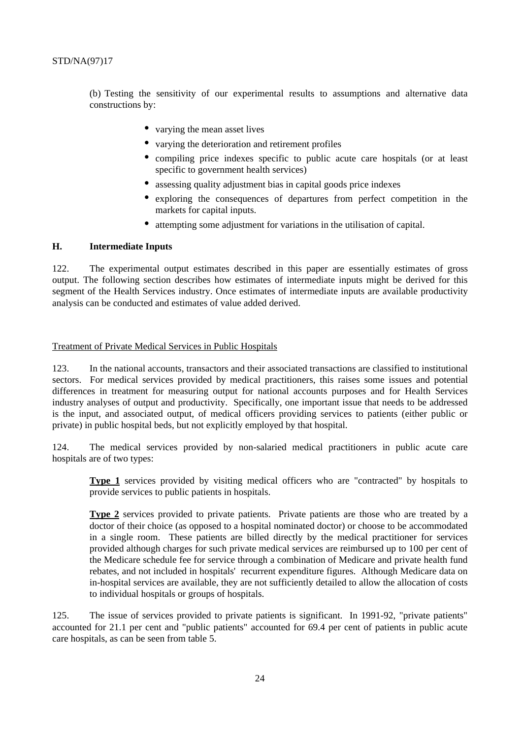(b) Testing the sensitivity of our experimental results to assumptions and alternative data constructions by:

- varying the mean asset lives
- varying the deterioration and retirement profiles
- compiling price indexes specific to public acute care hospitals (or at least specific to government health services)
- assessing quality adjustment bias in capital goods price indexes
- exploring the consequences of departures from perfect competition in the markets for capital inputs.
- attempting some adjustment for variations in the utilisation of capital.

## H. Intermediate Inputs

122. The experimental output estimates described in this paper are essentially estimates of gross output. The following section describes how estimates of intermediate inputs might be derived for this segment of the Health Services industry. Once estimates of intermediate inputs are available productivity analysis can be conducted and estimates of value added derived.

### Treatment of Private Medical Services in Public Hospitals

123. In the national accounts, transactors and their associated transactions are classified to institutional sectors. For medical services provided by medical practitioners, this raises some issues and potential differences in treatment for measuring output for national accounts purposes and for Health Services industry analyses of output and productivity. Specifically, one important issue that needs to be addressed is the input, and associated output, of medical officers providing services to patients (either public or private) in public hospital beds, but not explicitly employed by that hospital.

124. The medical services provided by non-salaried medical practitioners in public acute care hospitals are of two types:

> **Type 1** services provided by visiting medical officers who are "contracted" by hospitals to provide services to public patients in hospitals.
>
> **Type 2** services provided to private patients. Private patients are those who are treated by a doctor of their choice (as opposed to a hospital nominated doctor) or choose to be accommodated in a single room. These patients are billed directly by the medical practitioner for services provided although charges for such private medical services are reimbursed up to 100 per cent of the Medicare schedule fee for service through a combination of Medicare and private health fund rebates, and not included in hospitals' recurrent expenditure figures. Although Medicare data on in-hospital services are available, they are not sufficiently detailed to allow the allocation of costs to individual hospitals or groups of hospitals.

125. The issue of services provided to private patients is significant. In 1991-92, "private patients" accounted for 21.1 per cent and "public patients" accounted for 69.4 per cent of patients in public acute care hospitals, as can be seen from table 5.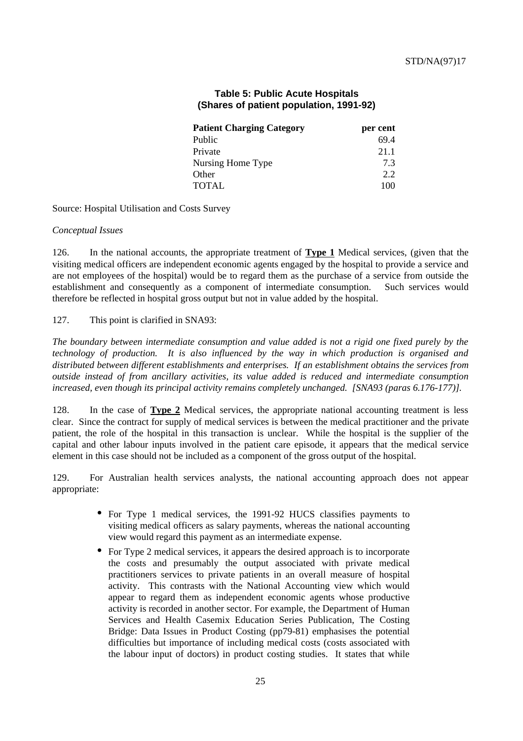**Table 5: Public Acute Hospitals**
**(Shares of patient population, 1991-92)**

| Patient Charging Category | per cent |
|---|---|
| Public | 69.4 |
| Private | 21.1 |
| Nursing Home Type | 7.3 |
| Other | 2.2 |
| TOTAL | 100 |

Source: Hospital Utilisation and Costs Survey

*Conceptual Issues*

126. In the national accounts, the appropriate treatment of **Type 1** Medical services, (given that the visiting medical officers are independent economic agents engaged by the hospital to provide a service and are not employees of the hospital) would be to regard them as the purchase of a service from outside the establishment and consequently as a component of intermediate consumption. Such services would therefore be reflected in hospital gross output but not in value added by the hospital.

127. This point is clarified in SNA93:

*The boundary between intermediate consumption and value added is not a rigid one fixed purely by the technology of production. It is also influenced by the way in which production is organised and distributed between different establishments and enterprises. If an establishment obtains the services from outside instead of from ancillary activities, its value added is reduced and intermediate consumption increased, even though its principal activity remains completely unchanged. [SNA93 (paras 6.176-177)].*

128. In the case of **Type 2** Medical services, the appropriate national accounting treatment is less clear. Since the contract for supply of medical services is between the medical practitioner and the private patient, the role of the hospital in this transaction is unclear. While the hospital is the supplier of the capital and other labour inputs involved in the patient care episode, it appears that the medical service element in this case should not be included as a component of the gross output of the hospital.

129. For Australian health services analysts, the national accounting approach does not appear appropriate:

- For Type 1 medical services, the 1991-92 HUCS classifies payments to visiting medical officers as salary payments, whereas the national accounting view would regard this payment as an intermediate expense.
- For Type 2 medical services, it appears the desired approach is to incorporate the costs and presumably the output associated with private medical practitioners services to private patients in an overall measure of hospital activity. This contrasts with the National Accounting view which would appear to regard them as independent economic agents whose productive activity is recorded in another sector. For example, the Department of Human Services and Health Casemix Education Series Publication, The Costing Bridge: Data Issues in Product Costing (pp79-81) emphasises the potential difficulties but importance of including medical costs (costs associated with the labour input of doctors) in product costing studies. It states that while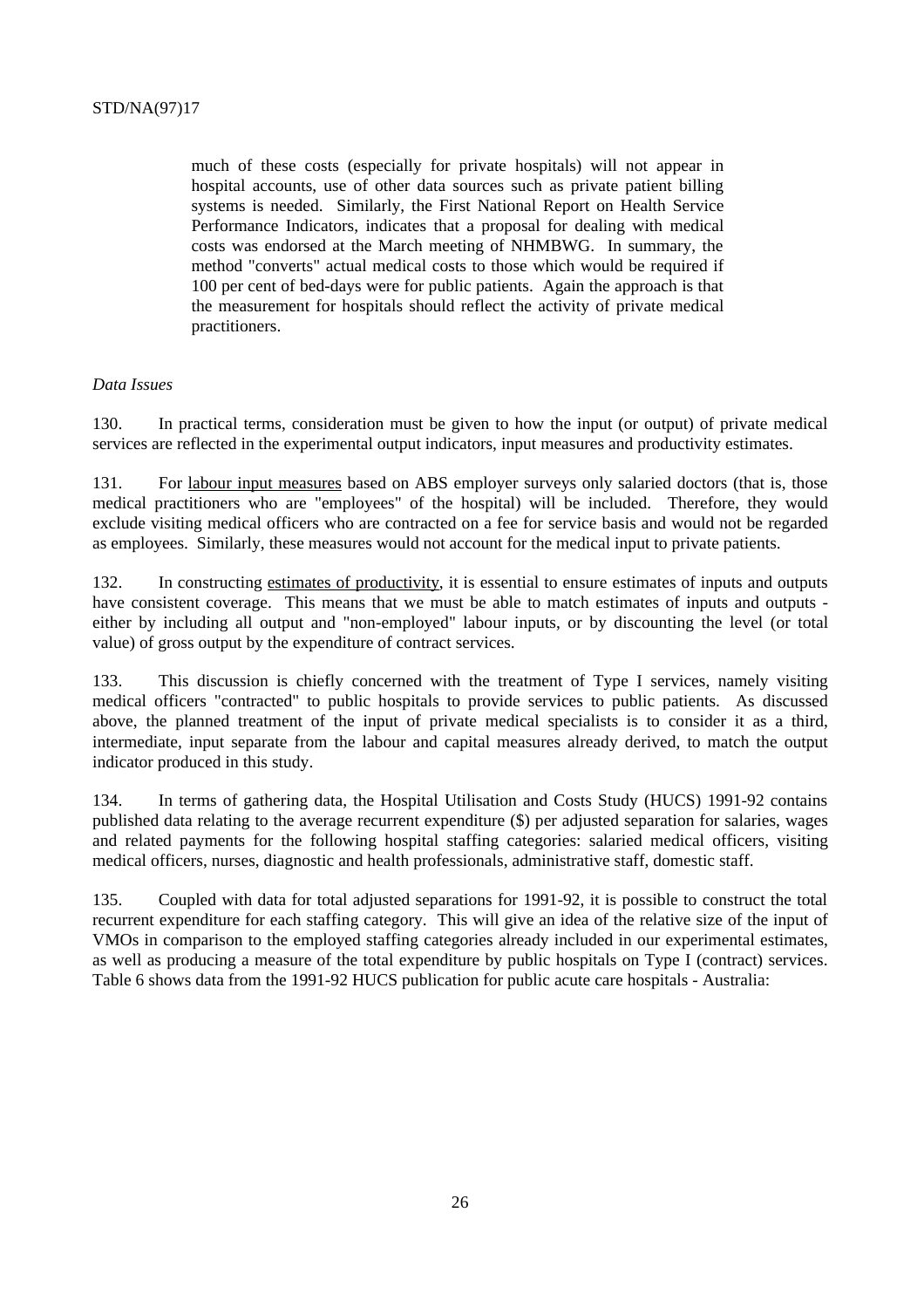> much of these costs (especially for private hospitals) will not appear in hospital accounts, use of other data sources such as private patient billing systems is needed. Similarly, the First National Report on Health Service Performance Indicators, indicates that a proposal for dealing with medical costs was endorsed at the March meeting of NHMBWG. In summary, the method "converts" actual medical costs to those which would be required if 100 per cent of bed-days were for public patients. Again the approach is that the measurement for hospitals should reflect the activity of private medical practitioners.

*Data Issues*

130. In practical terms, consideration must be given to how the input (or output) of private medical services are reflected in the experimental output indicators, input measures and productivity estimates.

131. For <u>labour input measures</u> based on ABS employer surveys only salaried doctors (that is, those medical practitioners who are "employees" of the hospital) will be included. Therefore, they would exclude visiting medical officers who are contracted on a fee for service basis and would not be regarded as employees. Similarly, these measures would not account for the medical input to private patients.

132. In constructing <u>estimates of productivity</u>, it is essential to ensure estimates of inputs and outputs have consistent coverage. This means that we must be able to match estimates of inputs and outputs - either by including all output and "non-employed" labour inputs, or by discounting the level (or total value) of gross output by the expenditure of contract services.

133. This discussion is chiefly concerned with the treatment of Type I services, namely visiting medical officers "contracted" to public hospitals to provide services to public patients. As discussed above, the planned treatment of the input of private medical specialists is to consider it as a third, intermediate, input separate from the labour and capital measures already derived, to match the output indicator produced in this study.

134. In terms of gathering data, the Hospital Utilisation and Costs Study (HUCS) 1991-92 contains published data relating to the average recurrent expenditure ($) per adjusted separation for salaries, wages and related payments for the following hospital staffing categories: salaried medical officers, visiting medical officers, nurses, diagnostic and health professionals, administrative staff, domestic staff.

135. Coupled with data for total adjusted separations for 1991-92, it is possible to construct the total recurrent expenditure for each staffing category. This will give an idea of the relative size of the input of VMOs in comparison to the employed staffing categories already included in our experimental estimates, as well as producing a measure of the total expenditure by public hospitals on Type I (contract) services. Table 6 shows data from the 1991-92 HUCS publication for public acute care hospitals - Australia: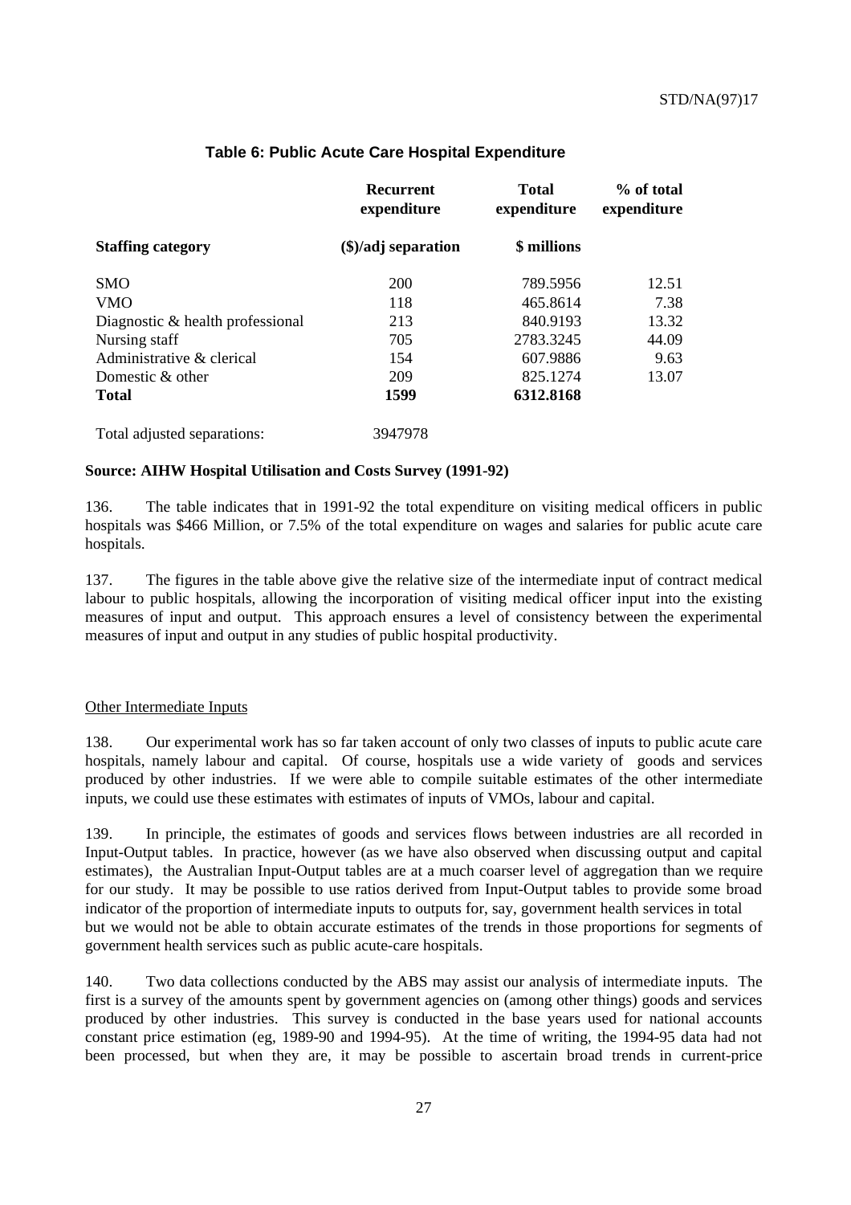### Table 6: Public Acute Care Hospital Expenditure

| Staffing category | Recurrent expenditure ($)/adj separation | Total expenditure $ millions | % of total expenditure |
|---|---|---|---|
| SMO | 200 | 789.5956 | 12.51 |
| VMO | 118 | 465.8614 | 7.38 |
| Diagnostic & health professional | 213 | 840.9193 | 13.32 |
| Nursing staff | 705 | 2783.3245 | 44.09 |
| Administrative & clerical | 154 | 607.9886 | 9.63 |
| Domestic & other | 209 | 825.1274 | 13.07 |
| **Total** | **1599** | **6312.8168** | |
| Total adjusted separations: | 3947978 | | |

**Source: AIHW Hospital Utilisation and Costs Survey (1991-92)**

136. The table indicates that in 1991-92 the total expenditure on visiting medical officers in public hospitals was $466 Million, or 7.5% of the total expenditure on wages and salaries for public acute care hospitals.

137. The figures in the table above give the relative size of the intermediate input of contract medical labour to public hospitals, allowing the incorporation of visiting medical officer input into the existing measures of input and output. This approach ensures a level of consistency between the experimental measures of input and output in any studies of public hospital productivity.

Other Intermediate Inputs

138. Our experimental work has so far taken account of only two classes of inputs to public acute care hospitals, namely labour and capital. Of course, hospitals use a wide variety of goods and services produced by other industries. If we were able to compile suitable estimates of the other intermediate inputs, we could use these estimates with estimates of inputs of VMOs, labour and capital.

139. In principle, the estimates of goods and services flows between industries are all recorded in Input-Output tables. In practice, however (as we have also observed when discussing output and capital estimates), the Australian Input-Output tables are at a much coarser level of aggregation than we require for our study. It may be possible to use ratios derived from Input-Output tables to provide some broad indicator of the proportion of intermediate inputs to outputs for, say, government health services in total but we would not be able to obtain accurate estimates of the trends in those proportions for segments of government health services such as public acute-care hospitals.

140. Two data collections conducted by the ABS may assist our analysis of intermediate inputs. The first is a survey of the amounts spent by government agencies on (among other things) goods and services produced by other industries. This survey is conducted in the base years used for national accounts constant price estimation (eg, 1989-90 and 1994-95). At the time of writing, the 1994-95 data had not been processed, but when they are, it may be possible to ascertain broad trends in current-price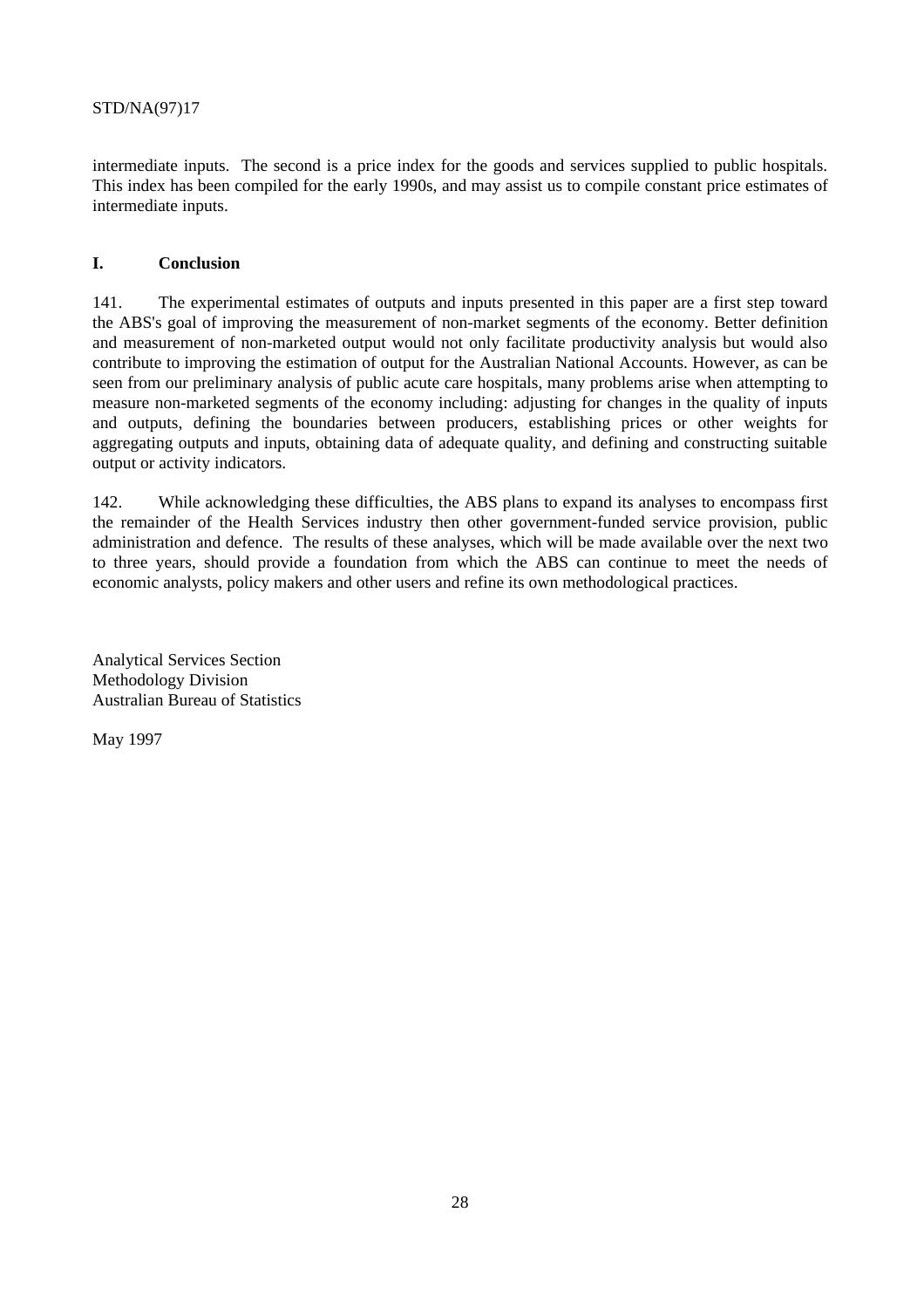intermediate inputs. The second is a price index for the goods and services supplied to public hospitals. This index has been compiled for the early 1990s, and may assist us to compile constant price estimates of intermediate inputs.

## I. Conclusion

141. The experimental estimates of outputs and inputs presented in this paper are a first step toward the ABS's goal of improving the measurement of non-market segments of the economy. Better definition and measurement of non-marketed output would not only facilitate productivity analysis but would also contribute to improving the estimation of output for the Australian National Accounts. However, as can be seen from our preliminary analysis of public acute care hospitals, many problems arise when attempting to measure non-marketed segments of the economy including: adjusting for changes in the quality of inputs and outputs, defining the boundaries between producers, establishing prices or other weights for aggregating outputs and inputs, obtaining data of adequate quality, and defining and constructing suitable output or activity indicators.

142. While acknowledging these difficulties, the ABS plans to expand its analyses to encompass first the remainder of the Health Services industry then other government-funded service provision, public administration and defence. The results of these analyses, which will be made available over the next two to three years, should provide a foundation from which the ABS can continue to meet the needs of economic analysts, policy makers and other users and refine its own methodological practices.

Analytical Services Section
Methodology Division
Australian Bureau of Statistics

May 1997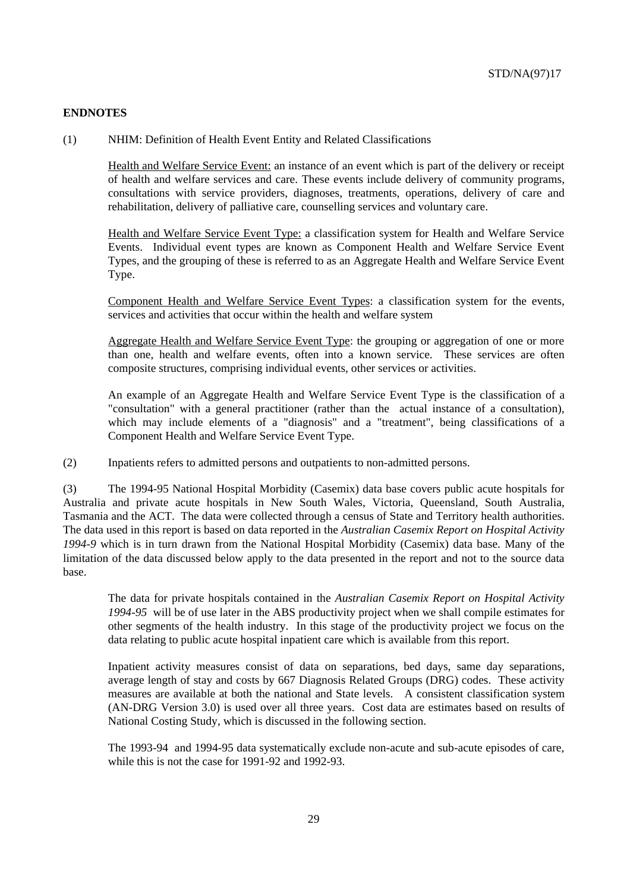**ENDNOTES**

(1) NHIM: Definition of Health Event Entity and Related Classifications

Health and Welfare Service Event: an instance of an event which is part of the delivery or receipt of health and welfare services and care. These events include delivery of community programs, consultations with service providers, diagnoses, treatments, operations, delivery of care and rehabilitation, delivery of palliative care, counselling services and voluntary care.

Health and Welfare Service Event Type: a classification system for Health and Welfare Service Events. Individual event types are known as Component Health and Welfare Service Event Types, and the grouping of these is referred to as an Aggregate Health and Welfare Service Event Type.

Component Health and Welfare Service Event Types: a classification system for the events, services and activities that occur within the health and welfare system

Aggregate Health and Welfare Service Event Type: the grouping or aggregation of one or more than one, health and welfare events, often into a known service. These services are often composite structures, comprising individual events, other services or activities.

An example of an Aggregate Health and Welfare Service Event Type is the classification of a "consultation" with a general practitioner (rather than the actual instance of a consultation), which may include elements of a "diagnosis" and a "treatment", being classifications of a Component Health and Welfare Service Event Type.

(2) Inpatients refers to admitted persons and outpatients to non-admitted persons.

(3) The 1994-95 National Hospital Morbidity (Casemix) data base covers public acute hospitals for Australia and private acute hospitals in New South Wales, Victoria, Queensland, South Australia, Tasmania and the ACT. The data were collected through a census of State and Territory health authorities. The data used in this report is based on data reported in the *Australian Casemix Report on Hospital Activity 1994-9* which is in turn drawn from the National Hospital Morbidity (Casemix) data base. Many of the limitation of the data discussed below apply to the data presented in the report and not to the source data base.

The data for private hospitals contained in the *Australian Casemix Report on Hospital Activity 1994-95* will be of use later in the ABS productivity project when we shall compile estimates for other segments of the health industry. In this stage of the productivity project we focus on the data relating to public acute hospital inpatient care which is available from this report.

Inpatient activity measures consist of data on separations, bed days, same day separations, average length of stay and costs by 667 Diagnosis Related Groups (DRG) codes. These activity measures are available at both the national and State levels. A consistent classification system (AN-DRG Version 3.0) is used over all three years. Cost data are estimates based on results of National Costing Study, which is discussed in the following section.

The 1993-94 and 1994-95 data systematically exclude non-acute and sub-acute episodes of care, while this is not the case for 1991-92 and 1992-93.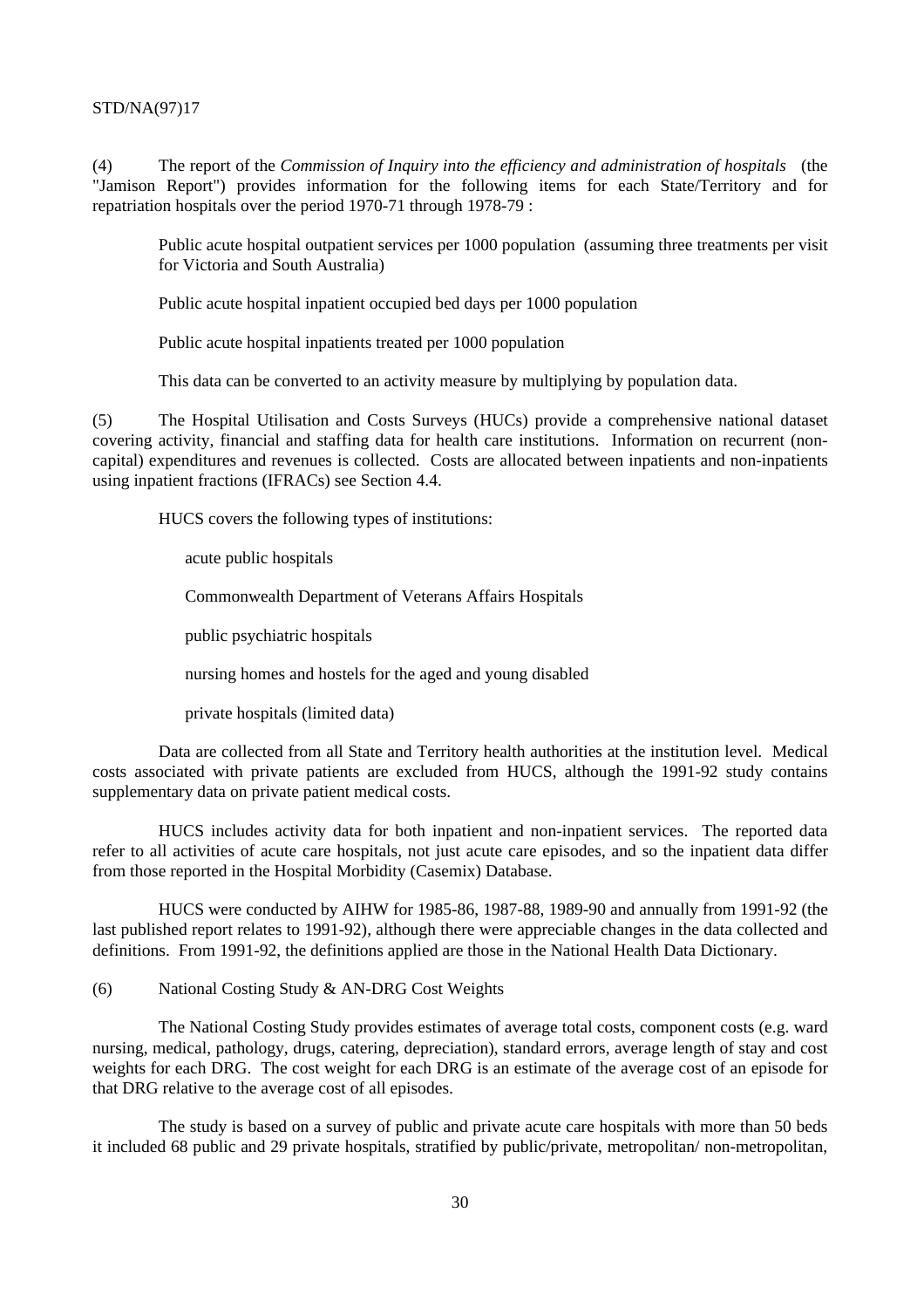(4) The report of the *Commission of Inquiry into the efficiency and administration of hospitals* (the "Jamison Report") provides information for the following items for each State/Territory and for repatriation hospitals over the period 1970-71 through 1978-79 :

Public acute hospital outpatient services per 1000 population (assuming three treatments per visit for Victoria and South Australia)

Public acute hospital inpatient occupied bed days per 1000 population

Public acute hospital inpatients treated per 1000 population

This data can be converted to an activity measure by multiplying by population data.

(5) The Hospital Utilisation and Costs Surveys (HUCs) provide a comprehensive national dataset covering activity, financial and staffing data for health care institutions. Information on recurrent (non-capital) expenditures and revenues is collected. Costs are allocated between inpatients and non-inpatients using inpatient fractions (IFRACs) see Section 4.4.

HUCS covers the following types of institutions:

- acute public hospitals
- Commonwealth Department of Veterans Affairs Hospitals
- public psychiatric hospitals
- nursing homes and hostels for the aged and young disabled
- private hospitals (limited data)

Data are collected from all State and Territory health authorities at the institution level. Medical costs associated with private patients are excluded from HUCS, although the 1991-92 study contains supplementary data on private patient medical costs.

HUCS includes activity data for both inpatient and non-inpatient services. The reported data refer to all activities of acute care hospitals, not just acute care episodes, and so the inpatient data differ from those reported in the Hospital Morbidity (Casemix) Database.

HUCS were conducted by AIHW for 1985-86, 1987-88, 1989-90 and annually from 1991-92 (the last published report relates to 1991-92), although there were appreciable changes in the data collected and definitions. From 1991-92, the definitions applied are those in the National Health Data Dictionary.

(6) National Costing Study & AN-DRG Cost Weights

The National Costing Study provides estimates of average total costs, component costs (e.g. ward nursing, medical, pathology, drugs, catering, depreciation), standard errors, average length of stay and cost weights for each DRG. The cost weight for each DRG is an estimate of the average cost of an episode for that DRG relative to the average cost of all episodes.

The study is based on a survey of public and private acute care hospitals with more than 50 beds it included 68 public and 29 private hospitals, stratified by public/private, metropolitan/ non-metropolitan,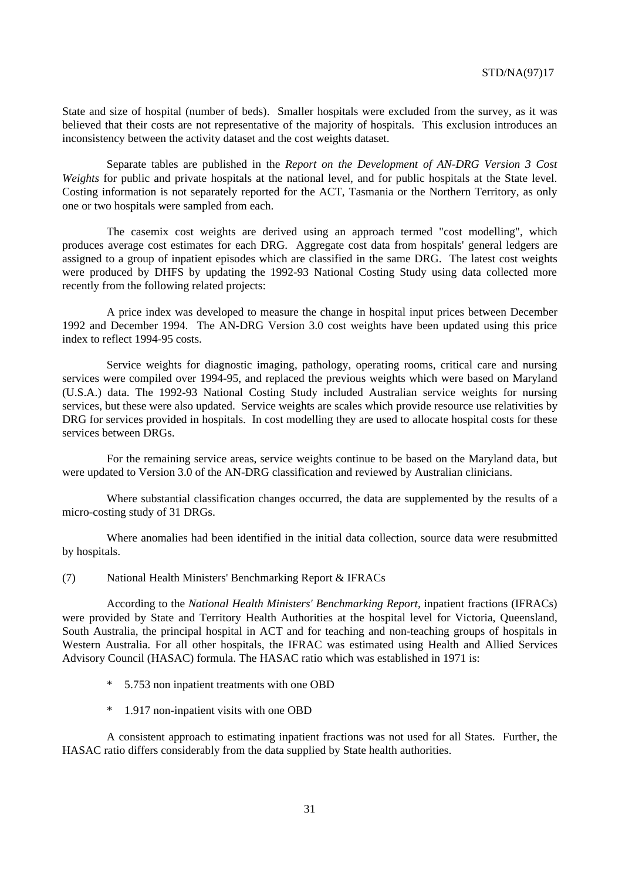State and size of hospital (number of beds). Smaller hospitals were excluded from the survey, as it was believed that their costs are not representative of the majority of hospitals. This exclusion introduces an inconsistency between the activity dataset and the cost weights dataset.

Separate tables are published in the *Report on the Development of AN-DRG Version 3 Cost Weights* for public and private hospitals at the national level, and for public hospitals at the State level. Costing information is not separately reported for the ACT, Tasmania or the Northern Territory, as only one or two hospitals were sampled from each.

The casemix cost weights are derived using an approach termed "cost modelling", which produces average cost estimates for each DRG. Aggregate cost data from hospitals' general ledgers are assigned to a group of inpatient episodes which are classified in the same DRG. The latest cost weights were produced by DHFS by updating the 1992-93 National Costing Study using data collected more recently from the following related projects:

A price index was developed to measure the change in hospital input prices between December 1992 and December 1994. The AN-DRG Version 3.0 cost weights have been updated using this price index to reflect 1994-95 costs.

Service weights for diagnostic imaging, pathology, operating rooms, critical care and nursing services were compiled over 1994-95, and replaced the previous weights which were based on Maryland (U.S.A.) data. The 1992-93 National Costing Study included Australian service weights for nursing services, but these were also updated. Service weights are scales which provide resource use relativities by DRG for services provided in hospitals. In cost modelling they are used to allocate hospital costs for these services between DRGs.

For the remaining service areas, service weights continue to be based on the Maryland data, but were updated to Version 3.0 of the AN-DRG classification and reviewed by Australian clinicians.

Where substantial classification changes occurred, the data are supplemented by the results of a micro-costing study of 31 DRGs.

Where anomalies had been identified in the initial data collection, source data were resubmitted by hospitals.

(7) National Health Ministers' Benchmarking Report & IFRACs

According to the *National Health Ministers' Benchmarking Report*, inpatient fractions (IFRACs) were provided by State and Territory Health Authorities at the hospital level for Victoria, Queensland, South Australia, the principal hospital in ACT and for teaching and non-teaching groups of hospitals in Western Australia. For all other hospitals, the IFRAC was estimated using Health and Allied Services Advisory Council (HASAC) formula. The HASAC ratio which was established in 1971 is:

* 5.753 non inpatient treatments with one OBD
* 1.917 non-inpatient visits with one OBD

A consistent approach to estimating inpatient fractions was not used for all States. Further, the HASAC ratio differs considerably from the data supplied by State health authorities.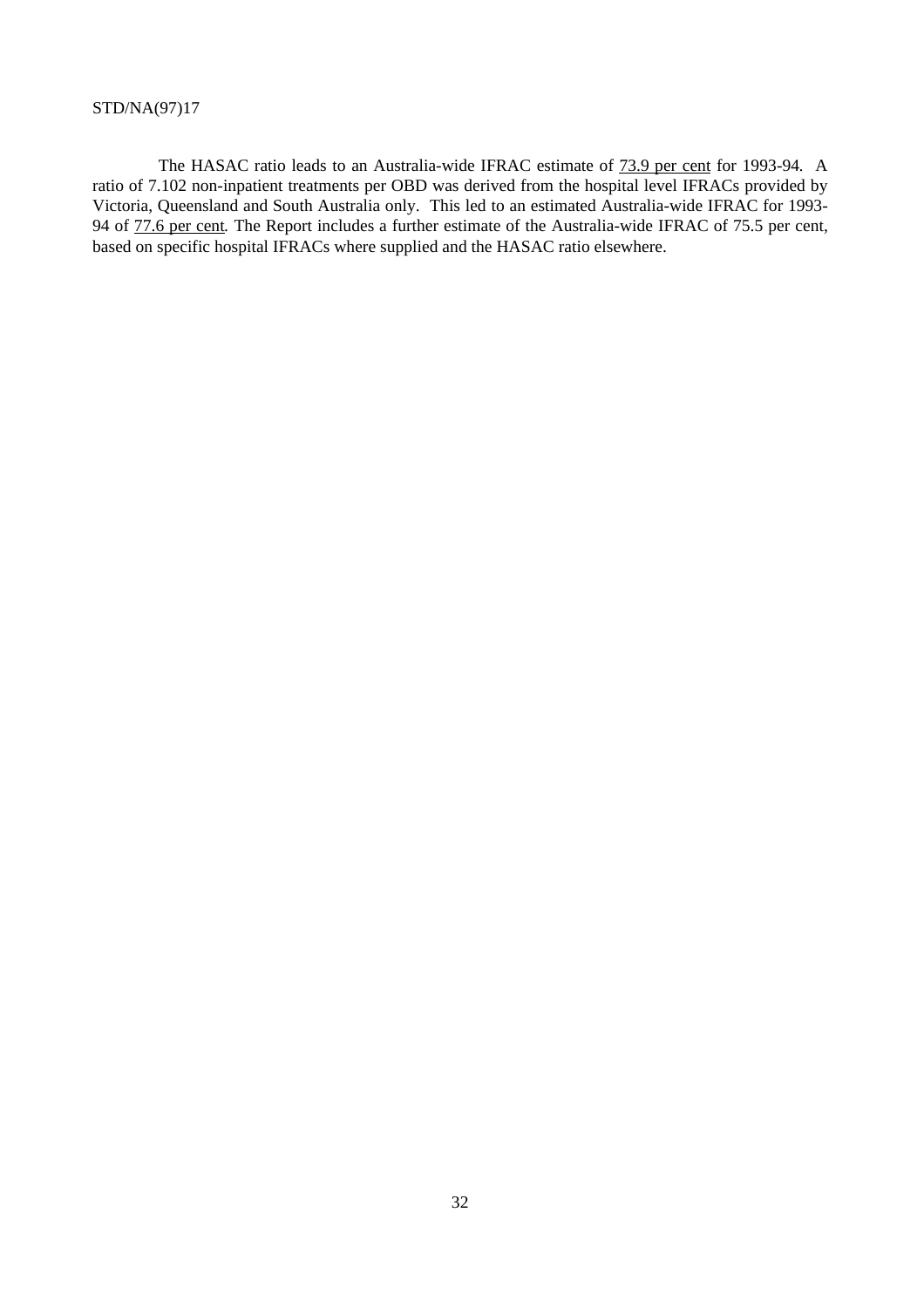The HASAC ratio leads to an Australia-wide IFRAC estimate of 73.9 per cent for 1993-94. A ratio of 7.102 non-inpatient treatments per OBD was derived from the hospital level IFRACs provided by Victoria, Queensland and South Australia only. This led to an estimated Australia-wide IFRAC for 1993-94 of 77.6 per cent. The Report includes a further estimate of the Australia-wide IFRAC of 75.5 per cent, based on specific hospital IFRACs where supplied and the HASAC ratio elsewhere.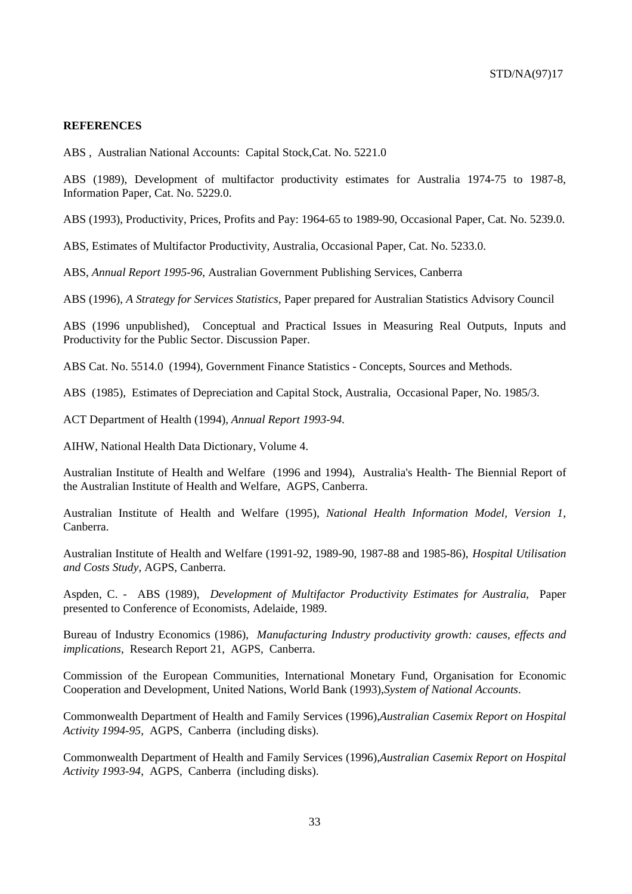**REFERENCES**

ABS , Australian National Accounts: Capital Stock,Cat. No. 5221.0

ABS (1989), Development of multifactor productivity estimates for Australia 1974-75 to 1987-8, Information Paper, Cat. No. 5229.0.

ABS (1993), Productivity, Prices, Profits and Pay: 1964-65 to 1989-90, Occasional Paper, Cat. No. 5239.0.

ABS, Estimates of Multifactor Productivity, Australia, Occasional Paper, Cat. No. 5233.0.

ABS, *Annual Report 1995-96*, Australian Government Publishing Services, Canberra

ABS (1996), *A Strategy for Services Statistics*, Paper prepared for Australian Statistics Advisory Council

ABS (1996 unpublished), Conceptual and Practical Issues in Measuring Real Outputs, Inputs and Productivity for the Public Sector. Discussion Paper.

ABS Cat. No. 5514.0 (1994), Government Finance Statistics - Concepts, Sources and Methods.

ABS (1985), Estimates of Depreciation and Capital Stock, Australia, Occasional Paper, No. 1985/3.

ACT Department of Health (1994), *Annual Report 1993-94.*

AIHW, National Health Data Dictionary, Volume 4.

Australian Institute of Health and Welfare (1996 and 1994), Australia's Health- The Biennial Report of the Australian Institute of Health and Welfare, AGPS, Canberra.

Australian Institute of Health and Welfare (1995), *National Health Information Model, Version 1*, Canberra.

Australian Institute of Health and Welfare (1991-92, 1989-90, 1987-88 and 1985-86), *Hospital Utilisation and Costs Study*, AGPS, Canberra.

Aspden, C. - ABS (1989), *Development of Multifactor Productivity Estimates for Australia*, Paper presented to Conference of Economists, Adelaide, 1989.

Bureau of Industry Economics (1986), *Manufacturing Industry productivity growth: causes, effects and implications*, Research Report 21, AGPS, Canberra.

Commission of the European Communities, International Monetary Fund, Organisation for Economic Cooperation and Development, United Nations, World Bank (1993),*System of National Accounts*.

Commonwealth Department of Health and Family Services (1996),*Australian Casemix Report on Hospital Activity 1994-95*, AGPS, Canberra (including disks).

Commonwealth Department of Health and Family Services (1996),*Australian Casemix Report on Hospital Activity 1993-94*, AGPS, Canberra (including disks).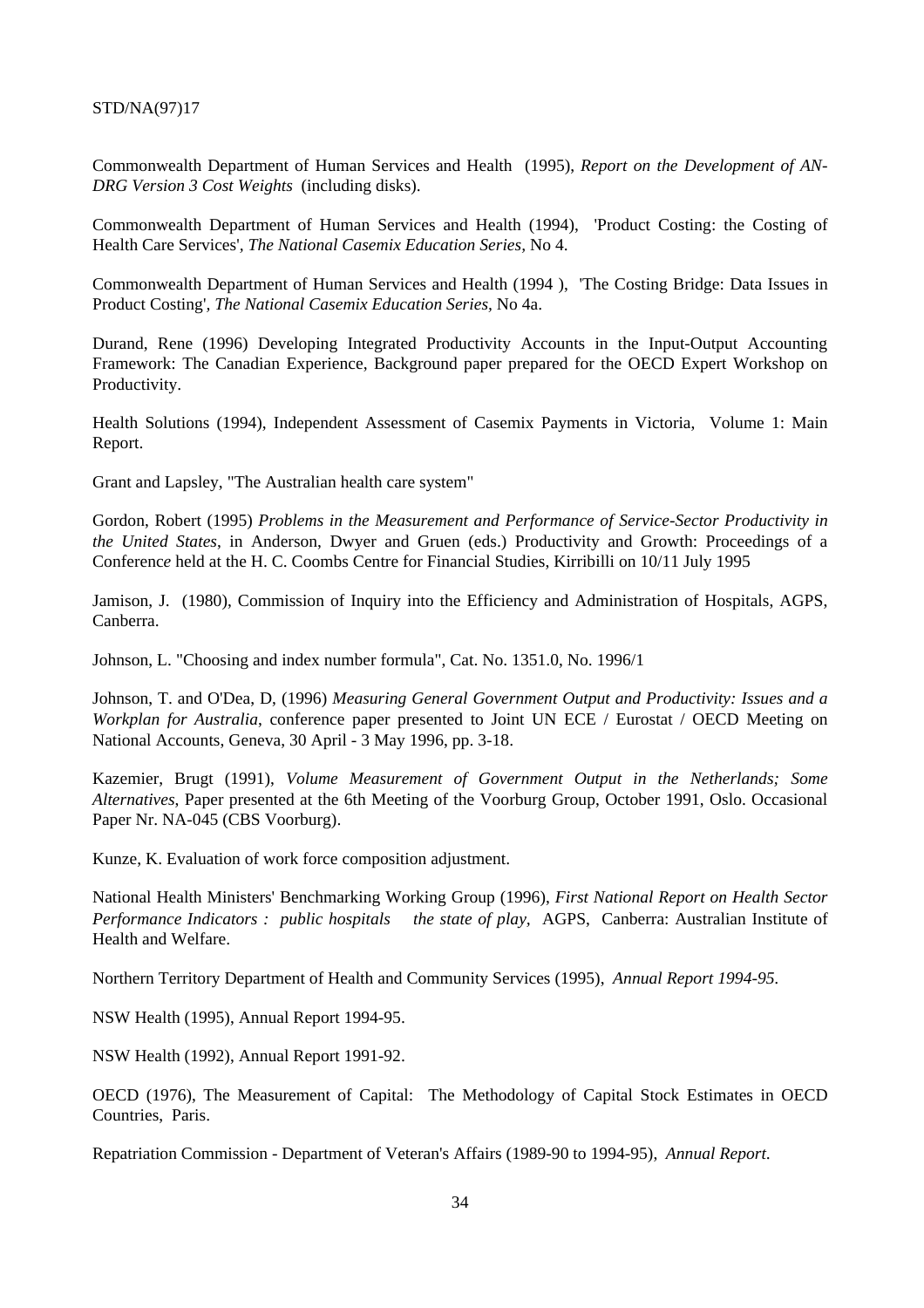Commonwealth Department of Human Services and Health (1995), *Report on the Development of AN-DRG Version 3 Cost Weights* (including disks).

Commonwealth Department of Human Services and Health (1994), 'Product Costing: the Costing of Health Care Services', *The National Casemix Education Series*, No 4.

Commonwealth Department of Human Services and Health (1994 ), 'The Costing Bridge: Data Issues in Product Costing', *The National Casemix Education Series*, No 4a.

Durand, Rene (1996) Developing Integrated Productivity Accounts in the Input-Output Accounting Framework: The Canadian Experience, Background paper prepared for the OECD Expert Workshop on Productivity.

Health Solutions (1994), Independent Assessment of Casemix Payments in Victoria, Volume 1: Main Report.

Grant and Lapsley, "The Australian health care system"

Gordon, Robert (1995) *Problems in the Measurement and Performance of Service-Sector Productivity in the United States*, in Anderson, Dwyer and Gruen (eds.) Productivity and Growth: Proceedings of a Conference held at the H. C. Coombs Centre for Financial Studies, Kirribilli on 10/11 July 1995

Jamison, J. (1980), Commission of Inquiry into the Efficiency and Administration of Hospitals, AGPS, Canberra.

Johnson, L. "Choosing and index number formula", Cat. No. 1351.0, No. 1996/1

Johnson, T. and O'Dea, D, (1996) *Measuring General Government Output and Productivity: Issues and a Workplan for Australia*, conference paper presented to Joint UN ECE / Eurostat / OECD Meeting on National Accounts, Geneva, 30 April - 3 May 1996, pp. 3-18.

Kazemier, Brugt (1991), *Volume Measurement of Government Output in the Netherlands; Some Alternatives*, Paper presented at the 6th Meeting of the Voorburg Group, October 1991, Oslo. Occasional Paper Nr. NA-045 (CBS Voorburg).

Kunze, K. Evaluation of work force composition adjustment.

National Health Ministers' Benchmarking Working Group (1996), *First National Report on Health Sector Performance Indicators : public hospitals the state of play*, AGPS, Canberra: Australian Institute of Health and Welfare.

Northern Territory Department of Health and Community Services (1995), *Annual Report 1994-95.*

NSW Health (1995), Annual Report 1994-95.

NSW Health (1992), Annual Report 1991-92.

OECD (1976), The Measurement of Capital: The Methodology of Capital Stock Estimates in OECD Countries, Paris.

Repatriation Commission - Department of Veteran's Affairs (1989-90 to 1994-95), *Annual Report.*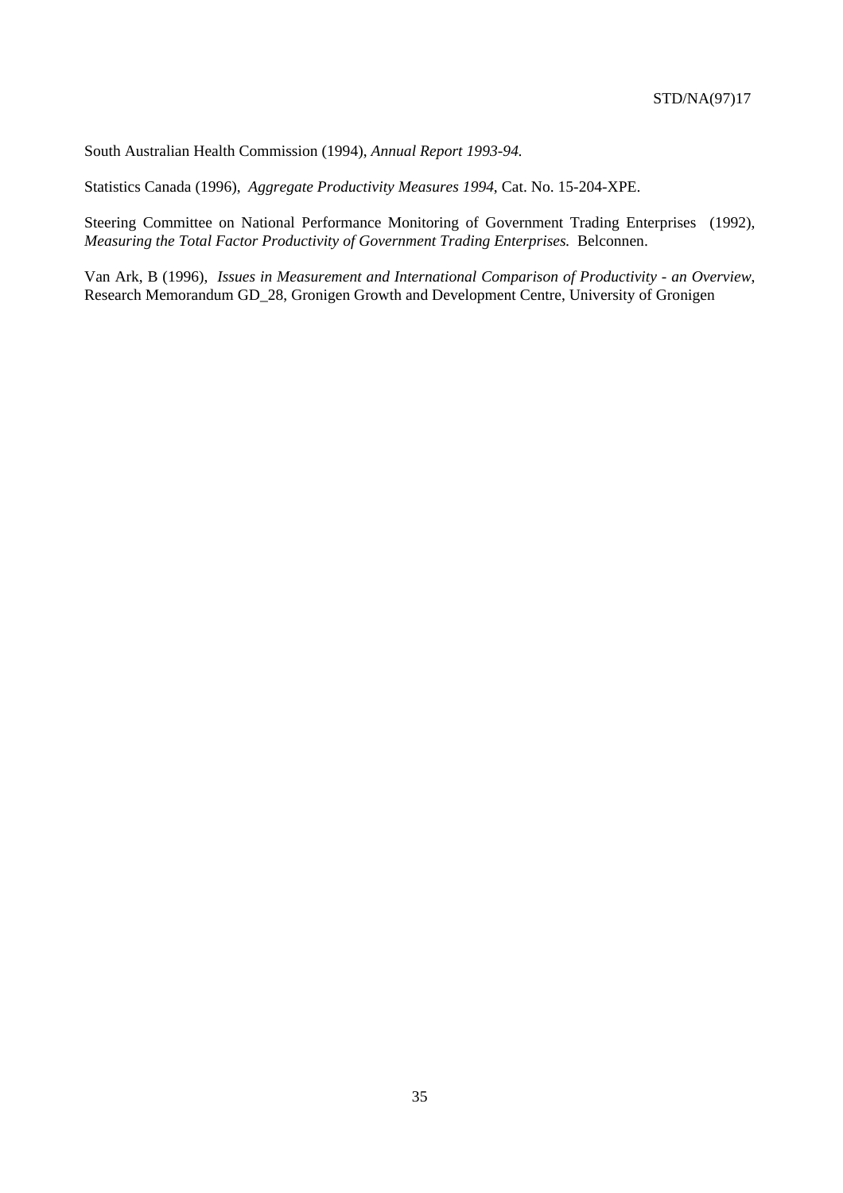South Australian Health Commission (1994), *Annual Report 1993-94.*

Statistics Canada (1996), *Aggregate Productivity Measures 1994*, Cat. No. 15-204-XPE.

Steering Committee on National Performance Monitoring of Government Trading Enterprises (1992), *Measuring the Total Factor Productivity of Government Trading Enterprises.* Belconnen.

Van Ark, B (1996), *Issues in Measurement and International Comparison of Productivity - an Overview*, Research Memorandum GD_28, Gronigen Growth and Development Centre, University of Gronigen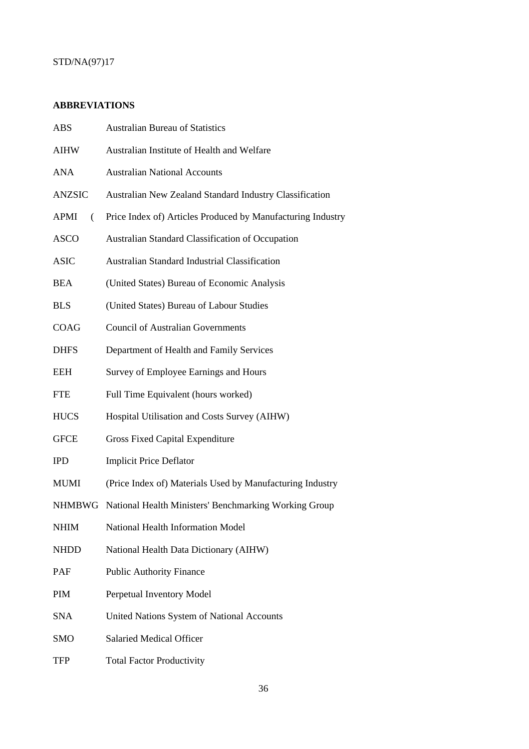## ABBREVIATIONS

| | |
|---|---|
| ABS | Australian Bureau of Statistics |
| AIHW | Australian Institute of Health and Welfare |
| ANA | Australian National Accounts |
| ANZSIC | Australian New Zealand Standard Industry Classification |
| APMI ( | Price Index of) Articles Produced by Manufacturing Industry |
| ASCO | Australian Standard Classification of Occupation |
| ASIC | Australian Standard Industrial Classification |
| BEA | (United States) Bureau of Economic Analysis |
| BLS | (United States) Bureau of Labour Studies |
| COAG | Council of Australian Governments |
| DHFS | Department of Health and Family Services |
| EEH | Survey of Employee Earnings and Hours |
| FTE | Full Time Equivalent (hours worked) |
| HUCS | Hospital Utilisation and Costs Survey (AIHW) |
| GFCE | Gross Fixed Capital Expenditure |
| IPD | Implicit Price Deflator |
| MUMI | (Price Index of) Materials Used by Manufacturing Industry |
| NHMBWG | National Health Ministers' Benchmarking Working Group |
| NHIM | National Health Information Model |
| NHDD | National Health Data Dictionary (AIHW) |
| PAF | Public Authority Finance |
| PIM | Perpetual Inventory Model |
| SNA | United Nations System of National Accounts |
| SMO | Salaried Medical Officer |
| TFP | Total Factor Productivity |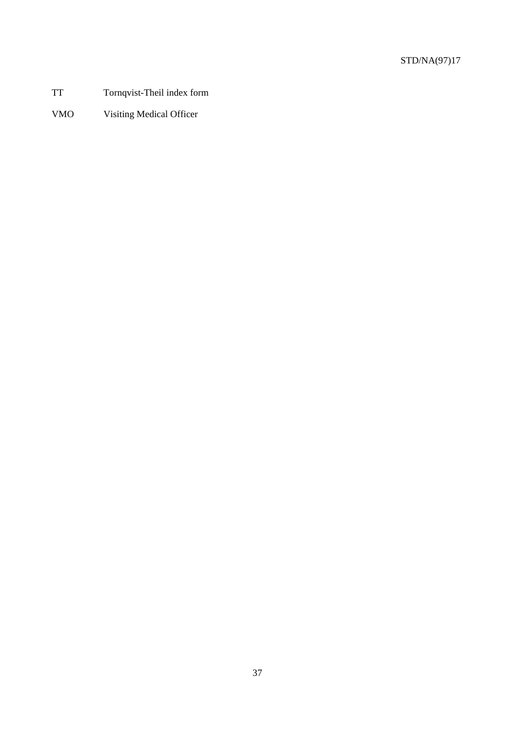TT Tornqvist-Theil index form

VMO Visiting Medical Officer